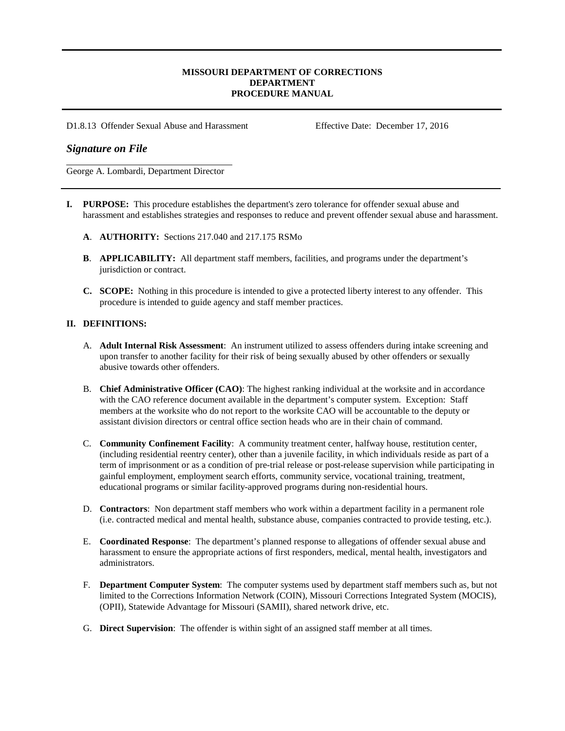**MISSOURI DEPARTMENT OF CORRECTIONS**
**DEPARTMENT**
**PROCEDURE MANUAL**

D1.8.13 Offender Sexual Abuse and Harassment        Effective Date: December 17, 2016

***Signature on File***

George A. Lombardi, Department Director

**I. PURPOSE:** This procedure establishes the department's zero tolerance for offender sexual abuse and harassment and establishes strategies and responses to reduce and prevent offender sexual abuse and harassment.

**A. AUTHORITY:** Sections 217.040 and 217.175 RSMo

**B. APPLICABILITY:** All department staff members, facilities, and programs under the department's jurisdiction or contract.

**C. SCOPE:** Nothing in this procedure is intended to give a protected liberty interest to any offender. This procedure is intended to guide agency and staff member practices.

**II. DEFINITIONS:**

A. **Adult Internal Risk Assessment**: An instrument utilized to assess offenders during intake screening and upon transfer to another facility for their risk of being sexually abused by other offenders or sexually abusive towards other offenders.

B. **Chief Administrative Officer (CAO)**: The highest ranking individual at the worksite and in accordance with the CAO reference document available in the department's computer system. Exception: Staff members at the worksite who do not report to the worksite CAO will be accountable to the deputy or assistant division directors or central office section heads who are in their chain of command.

C. **Community Confinement Facility**: A community treatment center, halfway house, restitution center, (including residential reentry center), other than a juvenile facility, in which individuals reside as part of a term of imprisonment or as a condition of pre-trial release or post-release supervision while participating in gainful employment, employment search efforts, community service, vocational training, treatment, educational programs or similar facility-approved programs during non-residential hours.

D. **Contractors**: Non department staff members who work within a department facility in a permanent role (i.e. contracted medical and mental health, substance abuse, companies contracted to provide testing, etc.).

E. **Coordinated Response**: The department's planned response to allegations of offender sexual abuse and harassment to ensure the appropriate actions of first responders, medical, mental health, investigators and administrators.

F. **Department Computer System**: The computer systems used by department staff members such as, but not limited to the Corrections Information Network (COIN), Missouri Corrections Integrated System (MOCIS), (OPII), Statewide Advantage for Missouri (SAMII), shared network drive, etc.

G. **Direct Supervision**: The offender is within sight of an assigned staff member at all times.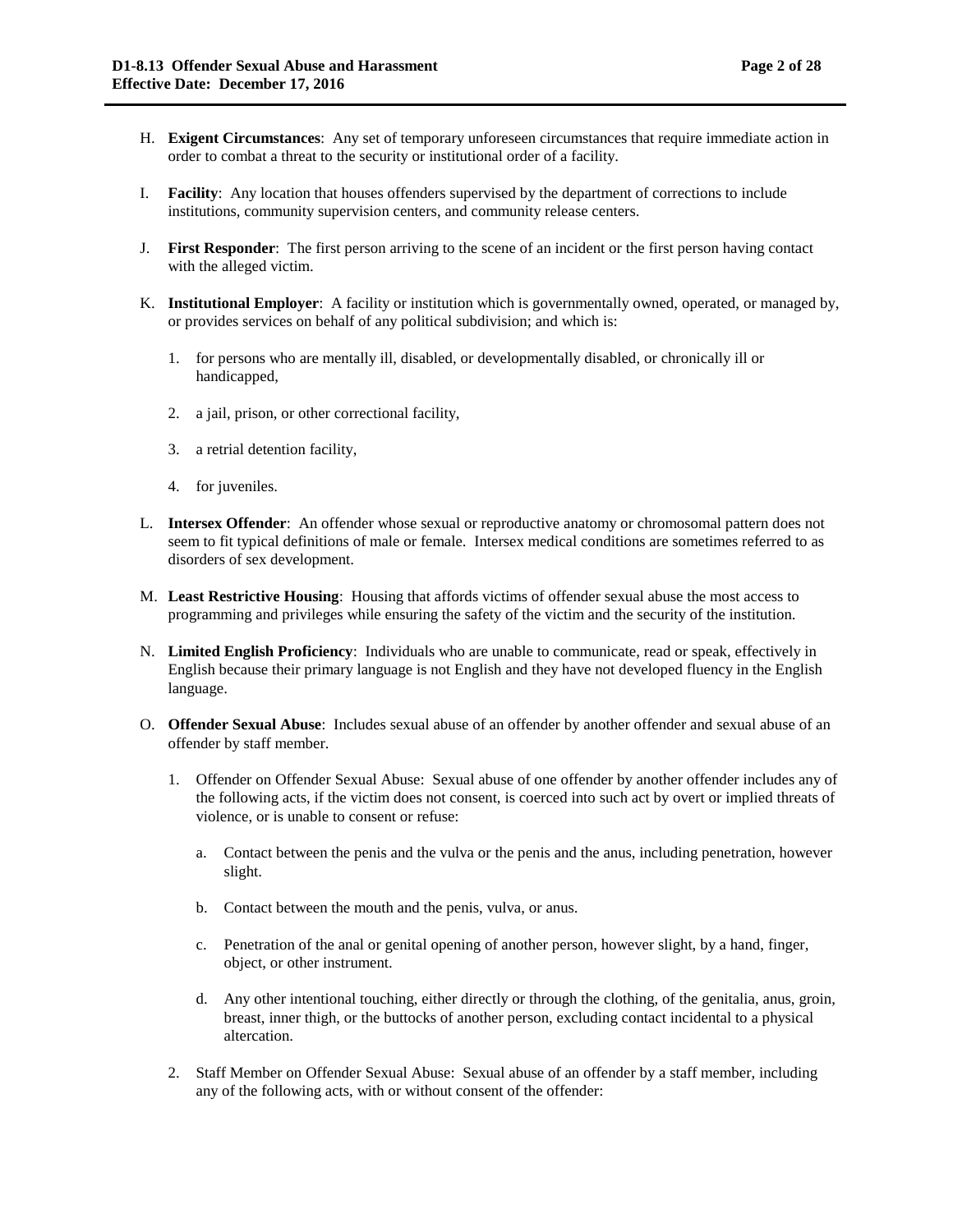H. **Exigent Circumstances**: Any set of temporary unforeseen circumstances that require immediate action in order to combat a threat to the security or institutional order of a facility.

I. **Facility**: Any location that houses offenders supervised by the department of corrections to include institutions, community supervision centers, and community release centers.

J. **First Responder**: The first person arriving to the scene of an incident or the first person having contact with the alleged victim.

K. **Institutional Employer**: A facility or institution which is governmentally owned, operated, or managed by, or provides services on behalf of any political subdivision; and which is:

   1. for persons who are mentally ill, disabled, or developmentally disabled, or chronically ill or handicapped,

   2. a jail, prison, or other correctional facility,

   3. a retrial detention facility,

   4. for juveniles.

L. **Intersex Offender**: An offender whose sexual or reproductive anatomy or chromosomal pattern does not seem to fit typical definitions of male or female. Intersex medical conditions are sometimes referred to as disorders of sex development.

M. **Least Restrictive Housing**: Housing that affords victims of offender sexual abuse the most access to programming and privileges while ensuring the safety of the victim and the security of the institution.

N. **Limited English Proficiency**: Individuals who are unable to communicate, read or speak, effectively in English because their primary language is not English and they have not developed fluency in the English language.

O. **Offender Sexual Abuse**: Includes sexual abuse of an offender by another offender and sexual abuse of an offender by staff member.

   1. Offender on Offender Sexual Abuse: Sexual abuse of one offender by another offender includes any of the following acts, if the victim does not consent, is coerced into such act by overt or implied threats of violence, or is unable to consent or refuse:

      a. Contact between the penis and the vulva or the penis and the anus, including penetration, however slight.

      b. Contact between the mouth and the penis, vulva, or anus.

      c. Penetration of the anal or genital opening of another person, however slight, by a hand, finger, object, or other instrument.

      d. Any other intentional touching, either directly or through the clothing, of the genitalia, anus, groin, breast, inner thigh, or the buttocks of another person, excluding contact incidental to a physical altercation.

   2. Staff Member on Offender Sexual Abuse: Sexual abuse of an offender by a staff member, including any of the following acts, with or without consent of the offender: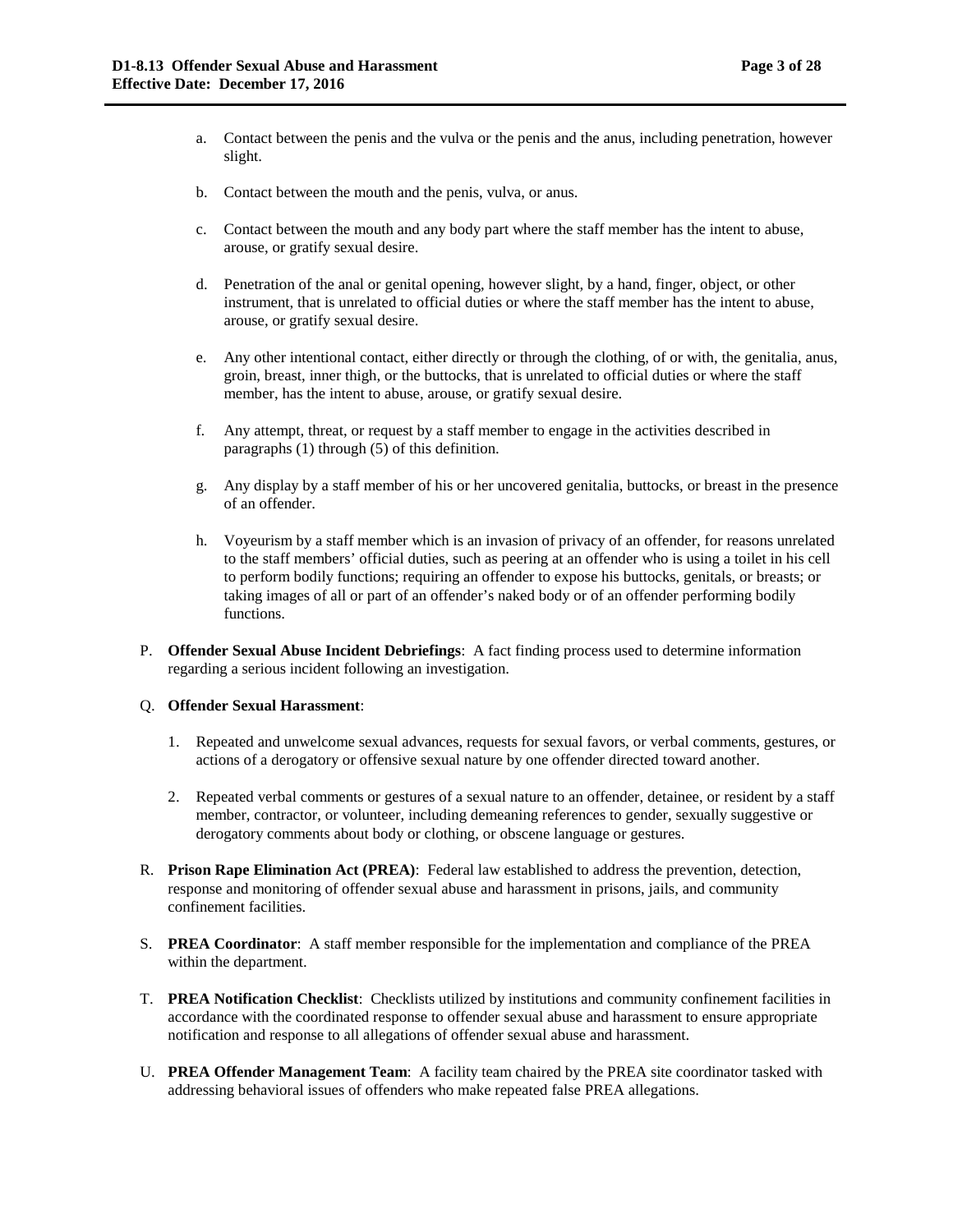a. Contact between the penis and the vulva or the penis and the anus, including penetration, however slight.

b. Contact between the mouth and the penis, vulva, or anus.

c. Contact between the mouth and any body part where the staff member has the intent to abuse, arouse, or gratify sexual desire.

d. Penetration of the anal or genital opening, however slight, by a hand, finger, object, or other instrument, that is unrelated to official duties or where the staff member has the intent to abuse, arouse, or gratify sexual desire.

e. Any other intentional contact, either directly or through the clothing, of or with, the genitalia, anus, groin, breast, inner thigh, or the buttocks, that is unrelated to official duties or where the staff member, has the intent to abuse, arouse, or gratify sexual desire.

f. Any attempt, threat, or request by a staff member to engage in the activities described in paragraphs (1) through (5) of this definition.

g. Any display by a staff member of his or her uncovered genitalia, buttocks, or breast in the presence of an offender.

h. Voyeurism by a staff member which is an invasion of privacy of an offender, for reasons unrelated to the staff members' official duties, such as peering at an offender who is using a toilet in his cell to perform bodily functions; requiring an offender to expose his buttocks, genitals, or breasts; or taking images of all or part of an offender's naked body or of an offender performing bodily functions.

P. **Offender Sexual Abuse Incident Debriefings**: A fact finding process used to determine information regarding a serious incident following an investigation.

Q. **Offender Sexual Harassment**:

1. Repeated and unwelcome sexual advances, requests for sexual favors, or verbal comments, gestures, or actions of a derogatory or offensive sexual nature by one offender directed toward another.

2. Repeated verbal comments or gestures of a sexual nature to an offender, detainee, or resident by a staff member, contractor, or volunteer, including demeaning references to gender, sexually suggestive or derogatory comments about body or clothing, or obscene language or gestures.

R. **Prison Rape Elimination Act (PREA)**: Federal law established to address the prevention, detection, response and monitoring of offender sexual abuse and harassment in prisons, jails, and community confinement facilities.

S. **PREA Coordinator**: A staff member responsible for the implementation and compliance of the PREA within the department.

T. **PREA Notification Checklist**: Checklists utilized by institutions and community confinement facilities in accordance with the coordinated response to offender sexual abuse and harassment to ensure appropriate notification and response to all allegations of offender sexual abuse and harassment.

U. **PREA Offender Management Team**: A facility team chaired by the PREA site coordinator tasked with addressing behavioral issues of offenders who make repeated false PREA allegations.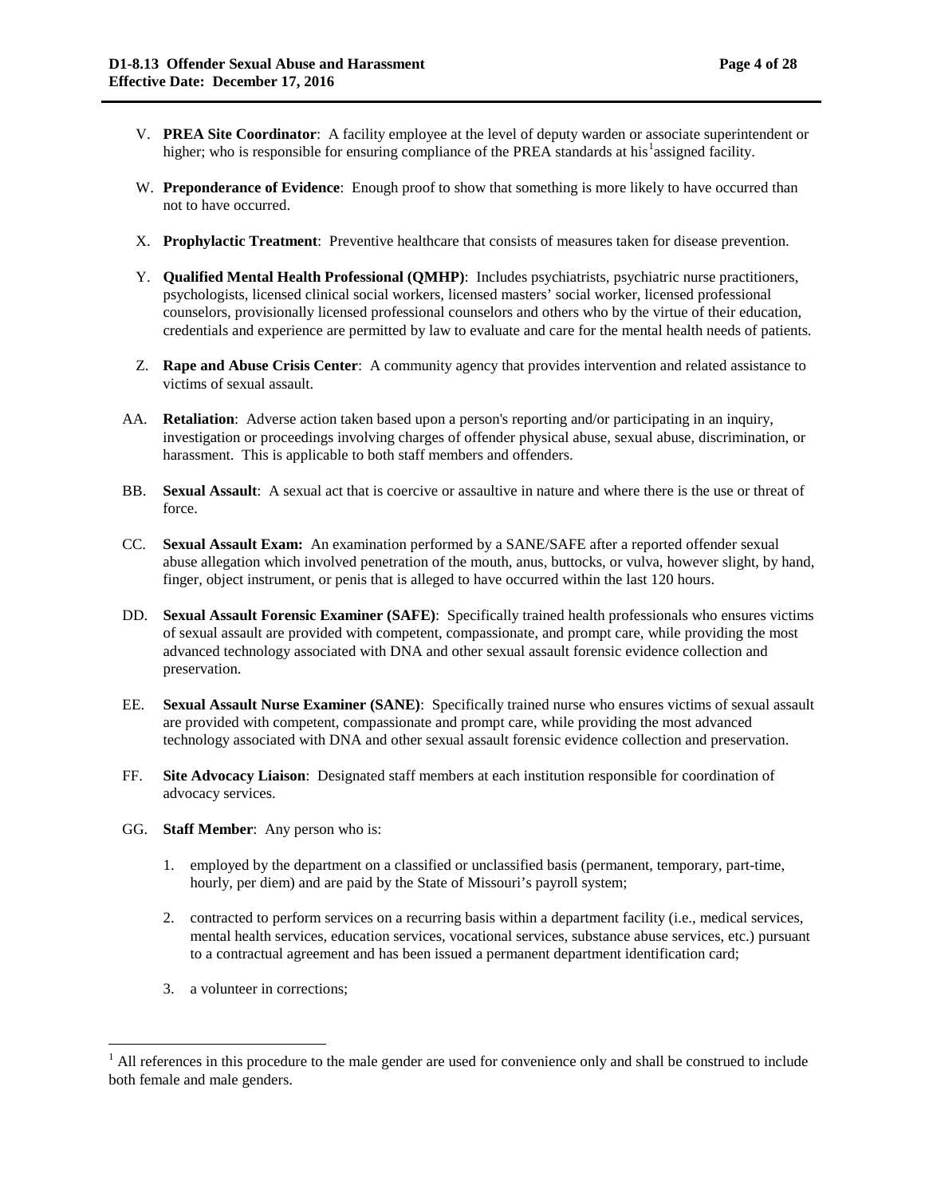V. **PREA Site Coordinator**: A facility employee at the level of deputy warden or associate superintendent or higher; who is responsible for ensuring compliance of the PREA standards at his[1] assigned facility.

W. **Preponderance of Evidence**: Enough proof to show that something is more likely to have occurred than not to have occurred.

X. **Prophylactic Treatment**: Preventive healthcare that consists of measures taken for disease prevention.

Y. **Qualified Mental Health Professional (QMHP)**: Includes psychiatrists, psychiatric nurse practitioners, psychologists, licensed clinical social workers, licensed masters' social worker, licensed professional counselors, provisionally licensed professional counselors and others who by the virtue of their education, credentials and experience are permitted by law to evaluate and care for the mental health needs of patients.

Z. **Rape and Abuse Crisis Center**: A community agency that provides intervention and related assistance to victims of sexual assault.

AA. **Retaliation**: Adverse action taken based upon a person's reporting and/or participating in an inquiry, investigation or proceedings involving charges of offender physical abuse, sexual abuse, discrimination, or harassment. This is applicable to both staff members and offenders.

BB. **Sexual Assault**: A sexual act that is coercive or assaultive in nature and where there is the use or threat of force.

CC. **Sexual Assault Exam:** An examination performed by a SANE/SAFE after a reported offender sexual abuse allegation which involved penetration of the mouth, anus, buttocks, or vulva, however slight, by hand, finger, object instrument, or penis that is alleged to have occurred within the last 120 hours.

DD. **Sexual Assault Forensic Examiner (SAFE)**: Specifically trained health professionals who ensures victims of sexual assault are provided with competent, compassionate, and prompt care, while providing the most advanced technology associated with DNA and other sexual assault forensic evidence collection and preservation.

EE. **Sexual Assault Nurse Examiner (SANE)**: Specifically trained nurse who ensures victims of sexual assault are provided with competent, compassionate and prompt care, while providing the most advanced technology associated with DNA and other sexual assault forensic evidence collection and preservation.

FF. **Site Advocacy Liaison**: Designated staff members at each institution responsible for coordination of advocacy services.

GG. **Staff Member**: Any person who is:

1. employed by the department on a classified or unclassified basis (permanent, temporary, part-time, hourly, per diem) and are paid by the State of Missouri's payroll system;

2. contracted to perform services on a recurring basis within a department facility (i.e., medical services, mental health services, education services, vocational services, substance abuse services, etc.) pursuant to a contractual agreement and has been issued a permanent department identification card;

3. a volunteer in corrections;

---

[1] All references in this procedure to the male gender are used for convenience only and shall be construed to include both female and male genders.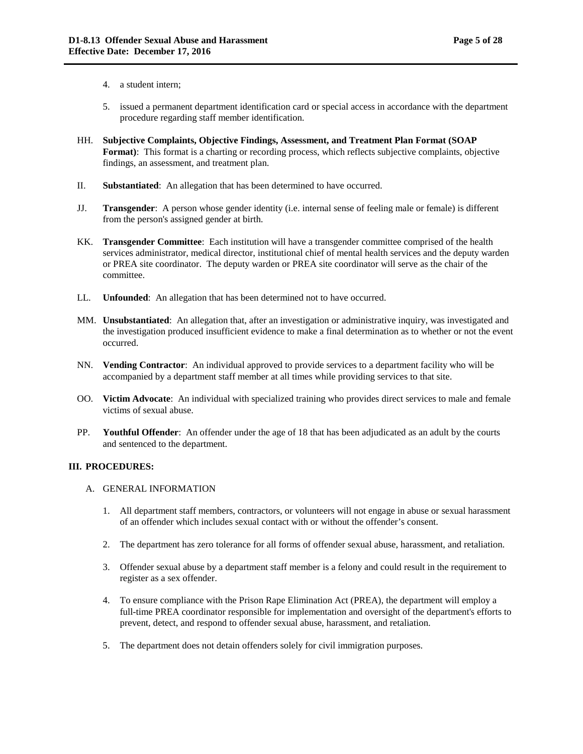4. a student intern;

5. issued a permanent department identification card or special access in accordance with the department procedure regarding staff member identification.

HH. **Subjective Complaints, Objective Findings, Assessment, and Treatment Plan Format (SOAP Format)**: This format is a charting or recording process, which reflects subjective complaints, objective findings, an assessment, and treatment plan.

II. **Substantiated**: An allegation that has been determined to have occurred.

JJ. **Transgender**: A person whose gender identity (i.e. internal sense of feeling male or female) is different from the person's assigned gender at birth.

KK. **Transgender Committee**: Each institution will have a transgender committee comprised of the health services administrator, medical director, institutional chief of mental health services and the deputy warden or PREA site coordinator. The deputy warden or PREA site coordinator will serve as the chair of the committee.

LL. **Unfounded**: An allegation that has been determined not to have occurred.

MM. **Unsubstantiated**: An allegation that, after an investigation or administrative inquiry, was investigated and the investigation produced insufficient evidence to make a final determination as to whether or not the event occurred.

NN. **Vending Contractor**: An individual approved to provide services to a department facility who will be accompanied by a department staff member at all times while providing services to that site.

OO. **Victim Advocate**: An individual with specialized training who provides direct services to male and female victims of sexual abuse.

PP. **Youthful Offender**: An offender under the age of 18 that has been adjudicated as an adult by the courts and sentenced to the department.

## III. PROCEDURES:

### A. GENERAL INFORMATION

1. All department staff members, contractors, or volunteers will not engage in abuse or sexual harassment of an offender which includes sexual contact with or without the offender's consent.

2. The department has zero tolerance for all forms of offender sexual abuse, harassment, and retaliation.

3. Offender sexual abuse by a department staff member is a felony and could result in the requirement to register as a sex offender.

4. To ensure compliance with the Prison Rape Elimination Act (PREA), the department will employ a full-time PREA coordinator responsible for implementation and oversight of the department's efforts to prevent, detect, and respond to offender sexual abuse, harassment, and retaliation.

5. The department does not detain offenders solely for civil immigration purposes.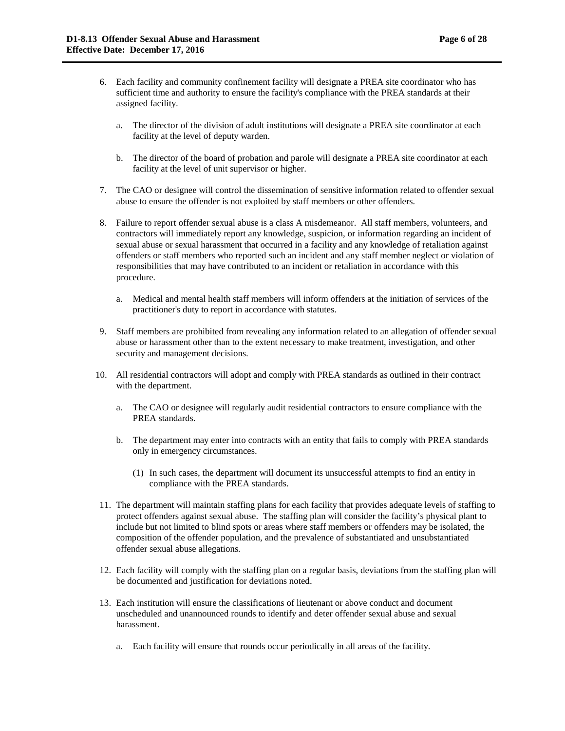6. Each facility and community confinement facility will designate a PREA site coordinator who has sufficient time and authority to ensure the facility's compliance with the PREA standards at their assigned facility.

    a. The director of the division of adult institutions will designate a PREA site coordinator at each facility at the level of deputy warden.

    b. The director of the board of probation and parole will designate a PREA site coordinator at each facility at the level of unit supervisor or higher.

7. The CAO or designee will control the dissemination of sensitive information related to offender sexual abuse to ensure the offender is not exploited by staff members or other offenders.

8. Failure to report offender sexual abuse is a class A misdemeanor. All staff members, volunteers, and contractors will immediately report any knowledge, suspicion, or information regarding an incident of sexual abuse or sexual harassment that occurred in a facility and any knowledge of retaliation against offenders or staff members who reported such an incident and any staff member neglect or violation of responsibilities that may have contributed to an incident or retaliation in accordance with this procedure.

    a. Medical and mental health staff members will inform offenders at the initiation of services of the practitioner's duty to report in accordance with statutes.

9. Staff members are prohibited from revealing any information related to an allegation of offender sexual abuse or harassment other than to the extent necessary to make treatment, investigation, and other security and management decisions.

10. All residential contractors will adopt and comply with PREA standards as outlined in their contract with the department.

    a. The CAO or designee will regularly audit residential contractors to ensure compliance with the PREA standards.

    b. The department may enter into contracts with an entity that fails to comply with PREA standards only in emergency circumstances.

        (1) In such cases, the department will document its unsuccessful attempts to find an entity in compliance with the PREA standards.

11. The department will maintain staffing plans for each facility that provides adequate levels of staffing to protect offenders against sexual abuse. The staffing plan will consider the facility's physical plant to include but not limited to blind spots or areas where staff members or offenders may be isolated, the composition of the offender population, and the prevalence of substantiated and unsubstantiated offender sexual abuse allegations.

12. Each facility will comply with the staffing plan on a regular basis, deviations from the staffing plan will be documented and justification for deviations noted.

13. Each institution will ensure the classifications of lieutenant or above conduct and document unscheduled and unannounced rounds to identify and deter offender sexual abuse and sexual harassment.

    a. Each facility will ensure that rounds occur periodically in all areas of the facility.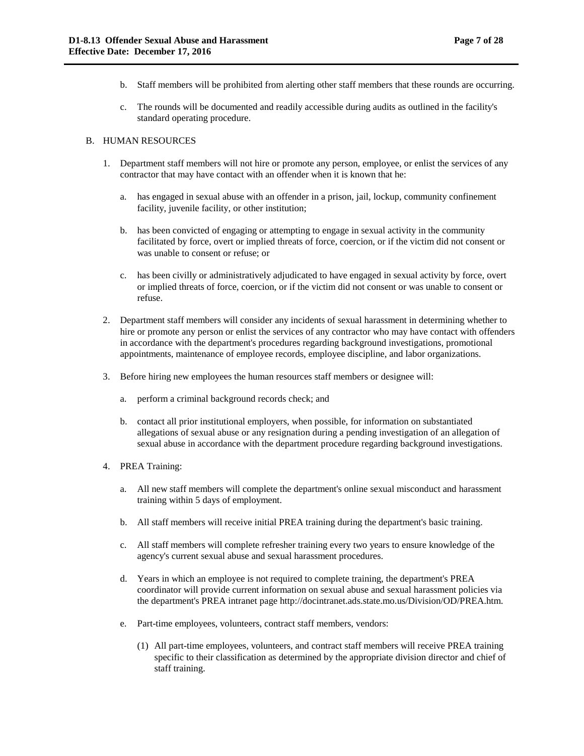b. Staff members will be prohibited from alerting other staff members that these rounds are occurring.

c. The rounds will be documented and readily accessible during audits as outlined in the facility's standard operating procedure.

B. HUMAN RESOURCES

1. Department staff members will not hire or promote any person, employee, or enlist the services of any contractor that may have contact with an offender when it is known that he:

   a. has engaged in sexual abuse with an offender in a prison, jail, lockup, community confinement facility, juvenile facility, or other institution;

   b. has been convicted of engaging or attempting to engage in sexual activity in the community facilitated by force, overt or implied threats of force, coercion, or if the victim did not consent or was unable to consent or refuse; or

   c. has been civilly or administratively adjudicated to have engaged in sexual activity by force, overt or implied threats of force, coercion, or if the victim did not consent or was unable to consent or refuse.

2. Department staff members will consider any incidents of sexual harassment in determining whether to hire or promote any person or enlist the services of any contractor who may have contact with offenders in accordance with the department's procedures regarding background investigations, promotional appointments, maintenance of employee records, employee discipline, and labor organizations.

3. Before hiring new employees the human resources staff members or designee will:

   a. perform a criminal background records check; and

   b. contact all prior institutional employers, when possible, for information on substantiated allegations of sexual abuse or any resignation during a pending investigation of an allegation of sexual abuse in accordance with the department procedure regarding background investigations.

4. PREA Training:

   a. All new staff members will complete the department's online sexual misconduct and harassment training within 5 days of employment.

   b. All staff members will receive initial PREA training during the department's basic training.

   c. All staff members will complete refresher training every two years to ensure knowledge of the agency's current sexual abuse and sexual harassment procedures.

   d. Years in which an employee is not required to complete training, the department's PREA coordinator will provide current information on sexual abuse and sexual harassment policies via the department's PREA intranet page http://docintranet.ads.state.mo.us/Division/OD/PREA.htm.

   e. Part-time employees, volunteers, contract staff members, vendors:

      (1) All part-time employees, volunteers, and contract staff members will receive PREA training specific to their classification as determined by the appropriate division director and chief of staff training.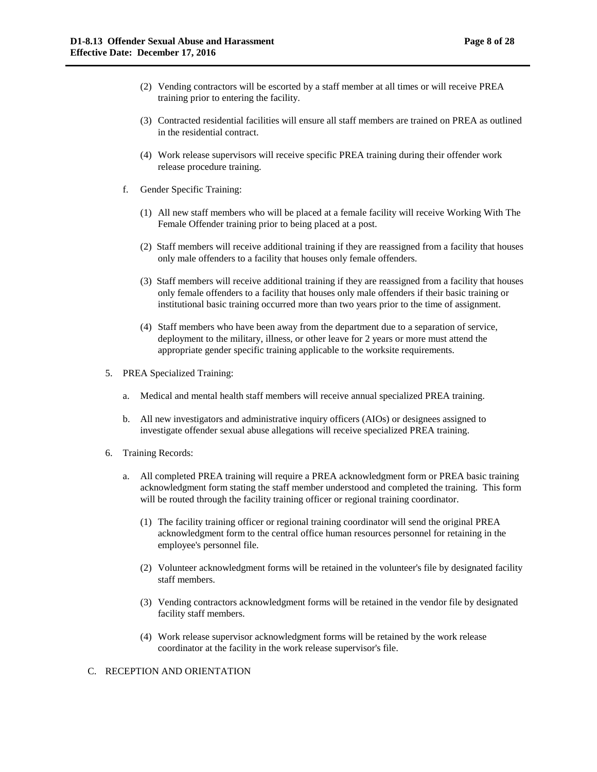(2) Vending contractors will be escorted by a staff member at all times or will receive PREA training prior to entering the facility.

(3) Contracted residential facilities will ensure all staff members are trained on PREA as outlined in the residential contract.

(4) Work release supervisors will receive specific PREA training during their offender work release procedure training.

f. Gender Specific Training:

(1) All new staff members who will be placed at a female facility will receive Working With The Female Offender training prior to being placed at a post.

(2) Staff members will receive additional training if they are reassigned from a facility that houses only male offenders to a facility that houses only female offenders.

(3) Staff members will receive additional training if they are reassigned from a facility that houses only female offenders to a facility that houses only male offenders if their basic training or institutional basic training occurred more than two years prior to the time of assignment.

(4) Staff members who have been away from the department due to a separation of service, deployment to the military, illness, or other leave for 2 years or more must attend the appropriate gender specific training applicable to the worksite requirements.

5. PREA Specialized Training:

a. Medical and mental health staff members will receive annual specialized PREA training.

b. All new investigators and administrative inquiry officers (AIOs) or designees assigned to investigate offender sexual abuse allegations will receive specialized PREA training.

6. Training Records:

a. All completed PREA training will require a PREA acknowledgment form or PREA basic training acknowledgment form stating the staff member understood and completed the training. This form will be routed through the facility training officer or regional training coordinator.

(1) The facility training officer or regional training coordinator will send the original PREA acknowledgment form to the central office human resources personnel for retaining in the employee's personnel file.

(2) Volunteer acknowledgment forms will be retained in the volunteer's file by designated facility staff members.

(3) Vending contractors acknowledgment forms will be retained in the vendor file by designated facility staff members.

(4) Work release supervisor acknowledgment forms will be retained by the work release coordinator at the facility in the work release supervisor's file.

C. RECEPTION AND ORIENTATION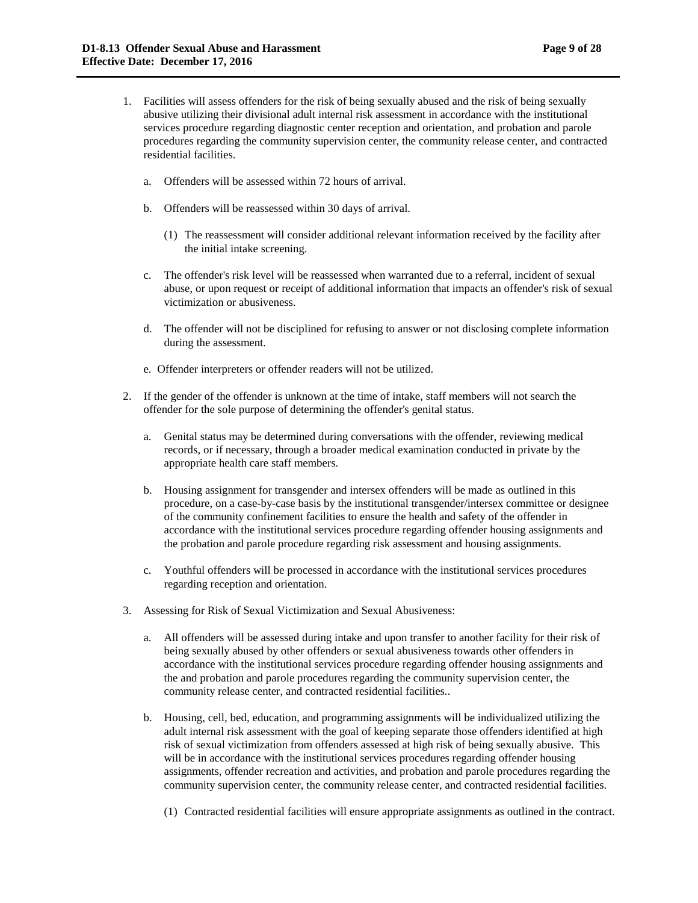1. Facilities will assess offenders for the risk of being sexually abused and the risk of being sexually abusive utilizing their divisional adult internal risk assessment in accordance with the institutional services procedure regarding diagnostic center reception and orientation, and probation and parole procedures regarding the community supervision center, the community release center, and contracted residential facilities.

   a. Offenders will be assessed within 72 hours of arrival.

   b. Offenders will be reassessed within 30 days of arrival.

      (1) The reassessment will consider additional relevant information received by the facility after the initial intake screening.

   c. The offender's risk level will be reassessed when warranted due to a referral, incident of sexual abuse, or upon request or receipt of additional information that impacts an offender's risk of sexual victimization or abusiveness.

   d. The offender will not be disciplined for refusing to answer or not disclosing complete information during the assessment.

   e. Offender interpreters or offender readers will not be utilized.

2. If the gender of the offender is unknown at the time of intake, staff members will not search the offender for the sole purpose of determining the offender's genital status.

   a. Genital status may be determined during conversations with the offender, reviewing medical records, or if necessary, through a broader medical examination conducted in private by the appropriate health care staff members.

   b. Housing assignment for transgender and intersex offenders will be made as outlined in this procedure, on a case-by-case basis by the institutional transgender/intersex committee or designee of the community confinement facilities to ensure the health and safety of the offender in accordance with the institutional services procedure regarding offender housing assignments and the probation and parole procedure regarding risk assessment and housing assignments.

   c. Youthful offenders will be processed in accordance with the institutional services procedures regarding reception and orientation.

3. Assessing for Risk of Sexual Victimization and Sexual Abusiveness:

   a. All offenders will be assessed during intake and upon transfer to another facility for their risk of being sexually abused by other offenders or sexual abusiveness towards other offenders in accordance with the institutional services procedure regarding offender housing assignments and the and probation and parole procedures regarding the community supervision center, the community release center, and contracted residential facilities..

   b. Housing, cell, bed, education, and programming assignments will be individualized utilizing the adult internal risk assessment with the goal of keeping separate those offenders identified at high risk of sexual victimization from offenders assessed at high risk of being sexually abusive. This will be in accordance with the institutional services procedures regarding offender housing assignments, offender recreation and activities, and probation and parole procedures regarding the community supervision center, the community release center, and contracted residential facilities.

      (1) Contracted residential facilities will ensure appropriate assignments as outlined in the contract.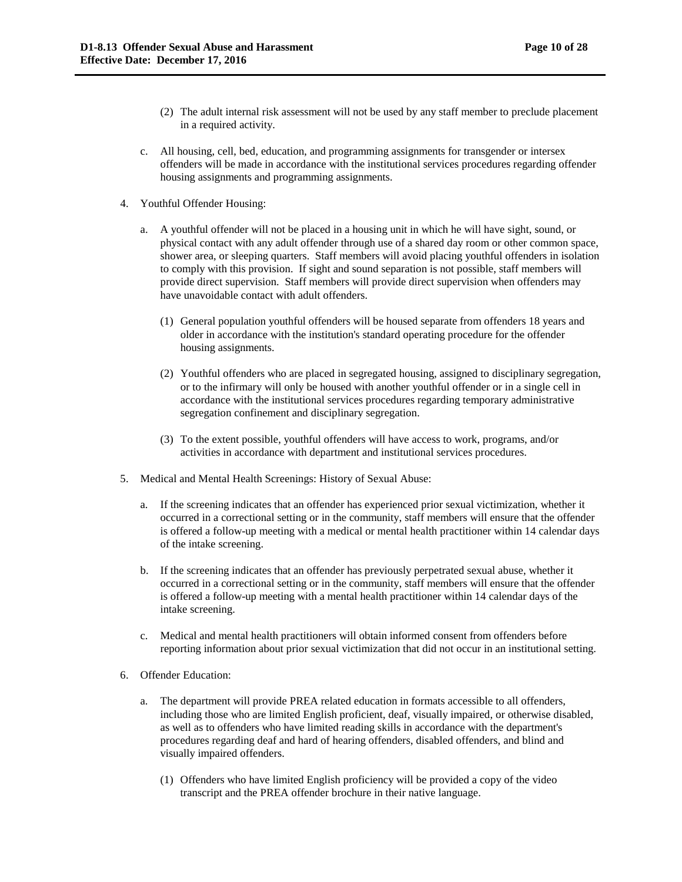(2) The adult internal risk assessment will not be used by any staff member to preclude placement in a required activity.

c. All housing, cell, bed, education, and programming assignments for transgender or intersex offenders will be made in accordance with the institutional services procedures regarding offender housing assignments and programming assignments.

4. Youthful Offender Housing:

   a. A youthful offender will not be placed in a housing unit in which he will have sight, sound, or physical contact with any adult offender through use of a shared day room or other common space, shower area, or sleeping quarters. Staff members will avoid placing youthful offenders in isolation to comply with this provision. If sight and sound separation is not possible, staff members will provide direct supervision. Staff members will provide direct supervision when offenders may have unavoidable contact with adult offenders.

      (1) General population youthful offenders will be housed separate from offenders 18 years and older in accordance with the institution's standard operating procedure for the offender housing assignments.

      (2) Youthful offenders who are placed in segregated housing, assigned to disciplinary segregation, or to the infirmary will only be housed with another youthful offender or in a single cell in accordance with the institutional services procedures regarding temporary administrative segregation confinement and disciplinary segregation.

      (3) To the extent possible, youthful offenders will have access to work, programs, and/or activities in accordance with department and institutional services procedures.

5. Medical and Mental Health Screenings: History of Sexual Abuse:

   a. If the screening indicates that an offender has experienced prior sexual victimization, whether it occurred in a correctional setting or in the community, staff members will ensure that the offender is offered a follow-up meeting with a medical or mental health practitioner within 14 calendar days of the intake screening.

   b. If the screening indicates that an offender has previously perpetrated sexual abuse, whether it occurred in a correctional setting or in the community, staff members will ensure that the offender is offered a follow-up meeting with a mental health practitioner within 14 calendar days of the intake screening.

   c. Medical and mental health practitioners will obtain informed consent from offenders before reporting information about prior sexual victimization that did not occur in an institutional setting.

6. Offender Education:

   a. The department will provide PREA related education in formats accessible to all offenders, including those who are limited English proficient, deaf, visually impaired, or otherwise disabled, as well as to offenders who have limited reading skills in accordance with the department's procedures regarding deaf and hard of hearing offenders, disabled offenders, and blind and visually impaired offenders.

      (1) Offenders who have limited English proficiency will be provided a copy of the video transcript and the PREA offender brochure in their native language.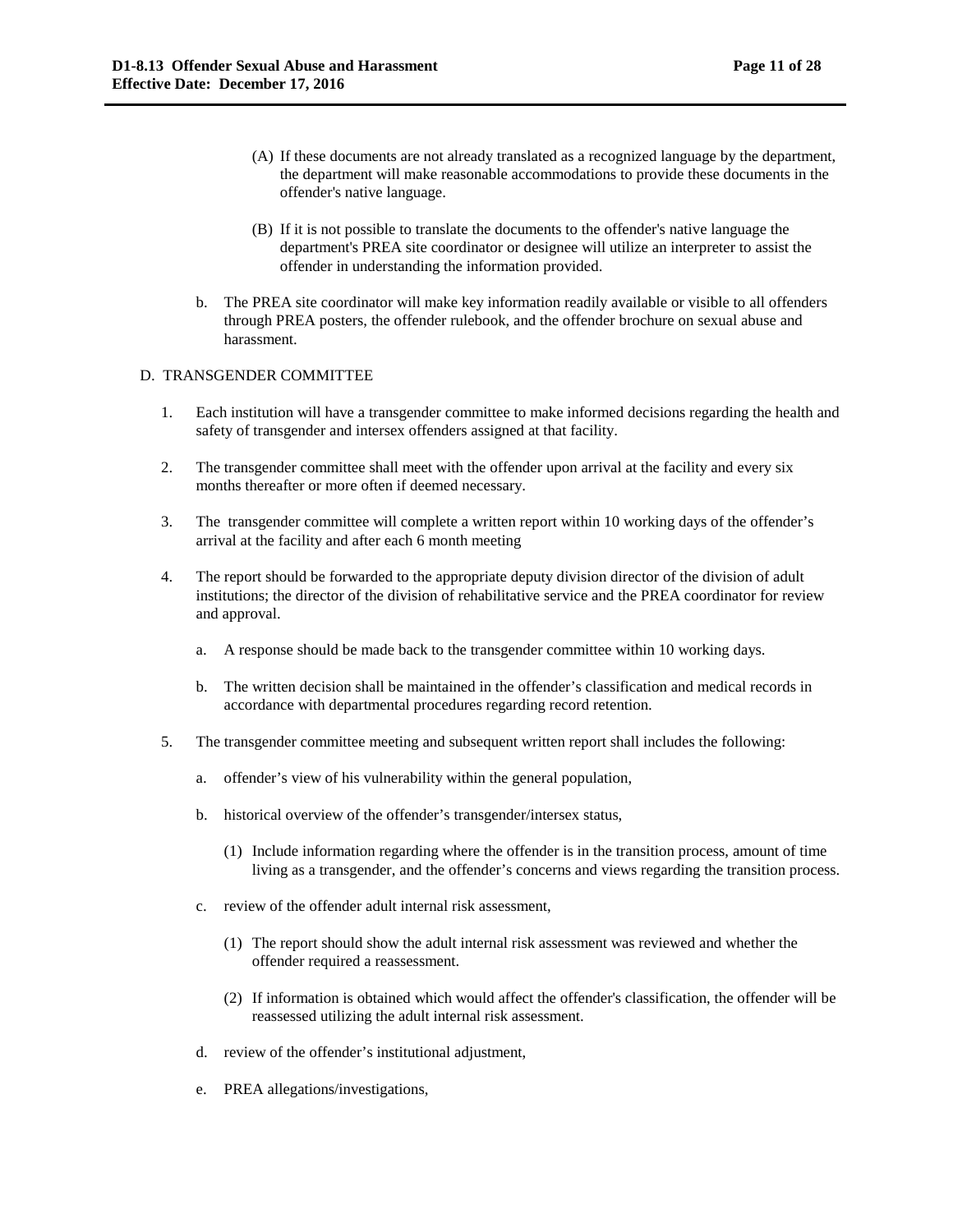(A) If these documents are not already translated as a recognized language by the department, the department will make reasonable accommodations to provide these documents in the offender's native language.

(B) If it is not possible to translate the documents to the offender's native language the department's PREA site coordinator or designee will utilize an interpreter to assist the offender in understanding the information provided.

b. The PREA site coordinator will make key information readily available or visible to all offenders through PREA posters, the offender rulebook, and the offender brochure on sexual abuse and harassment.

D. TRANSGENDER COMMITTEE

1. Each institution will have a transgender committee to make informed decisions regarding the health and safety of transgender and intersex offenders assigned at that facility.

2. The transgender committee shall meet with the offender upon arrival at the facility and every six months thereafter or more often if deemed necessary.

3. The transgender committee will complete a written report within 10 working days of the offender's arrival at the facility and after each 6 month meeting

4. The report should be forwarded to the appropriate deputy division director of the division of adult institutions; the director of the division of rehabilitative service and the PREA coordinator for review and approval.

   a. A response should be made back to the transgender committee within 10 working days.

   b. The written decision shall be maintained in the offender's classification and medical records in accordance with departmental procedures regarding record retention.

5. The transgender committee meeting and subsequent written report shall includes the following:

   a. offender's view of his vulnerability within the general population,

   b. historical overview of the offender's transgender/intersex status,

      (1) Include information regarding where the offender is in the transition process, amount of time living as a transgender, and the offender's concerns and views regarding the transition process.

   c. review of the offender adult internal risk assessment,

      (1) The report should show the adult internal risk assessment was reviewed and whether the offender required a reassessment.

      (2) If information is obtained which would affect the offender's classification, the offender will be reassessed utilizing the adult internal risk assessment.

   d. review of the offender's institutional adjustment,

   e. PREA allegations/investigations,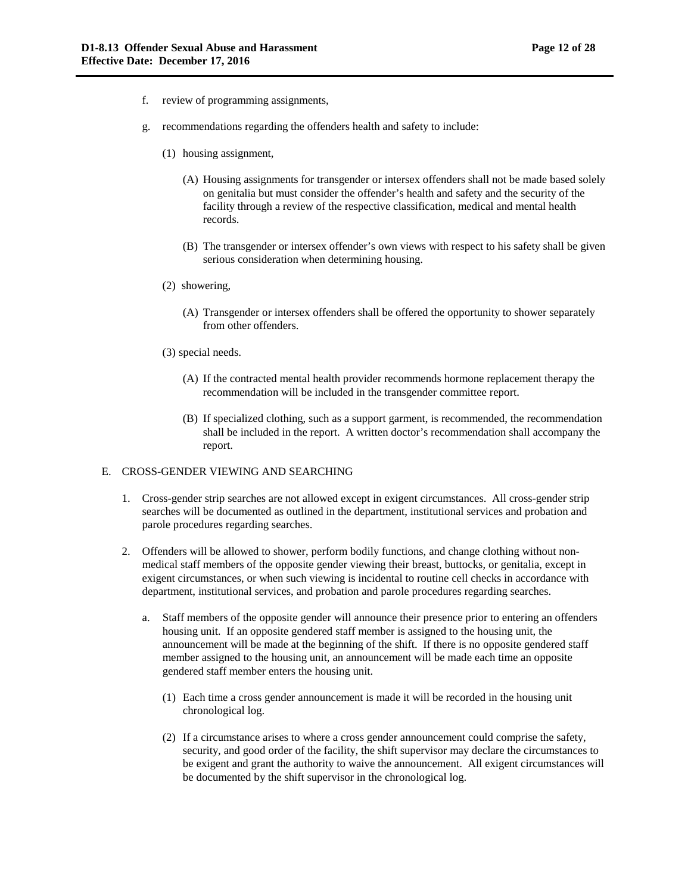f. review of programming assignments,

g. recommendations regarding the offenders health and safety to include:

   (1) housing assignment,

      (A) Housing assignments for transgender or intersex offenders shall not be made based solely on genitalia but must consider the offender's health and safety and the security of the facility through a review of the respective classification, medical and mental health records.

      (B) The transgender or intersex offender's own views with respect to his safety shall be given serious consideration when determining housing.

   (2) showering,

      (A) Transgender or intersex offenders shall be offered the opportunity to shower separately from other offenders.

   (3) special needs.

      (A) If the contracted mental health provider recommends hormone replacement therapy the recommendation will be included in the transgender committee report.

      (B) If specialized clothing, such as a support garment, is recommended, the recommendation shall be included in the report. A written doctor's recommendation shall accompany the report.

E. CROSS-GENDER VIEWING AND SEARCHING

1. Cross-gender strip searches are not allowed except in exigent circumstances. All cross-gender strip searches will be documented as outlined in the department, institutional services and probation and parole procedures regarding searches.

2. Offenders will be allowed to shower, perform bodily functions, and change clothing without non-medical staff members of the opposite gender viewing their breast, buttocks, or genitalia, except in exigent circumstances, or when such viewing is incidental to routine cell checks in accordance with department, institutional services, and probation and parole procedures regarding searches.

   a. Staff members of the opposite gender will announce their presence prior to entering an offenders housing unit. If an opposite gendered staff member is assigned to the housing unit, the announcement will be made at the beginning of the shift. If there is no opposite gendered staff member assigned to the housing unit, an announcement will be made each time an opposite gendered staff member enters the housing unit.

      (1) Each time a cross gender announcement is made it will be recorded in the housing unit chronological log.

      (2) If a circumstance arises to where a cross gender announcement could comprise the safety, security, and good order of the facility, the shift supervisor may declare the circumstances to be exigent and grant the authority to waive the announcement. All exigent circumstances will be documented by the shift supervisor in the chronological log.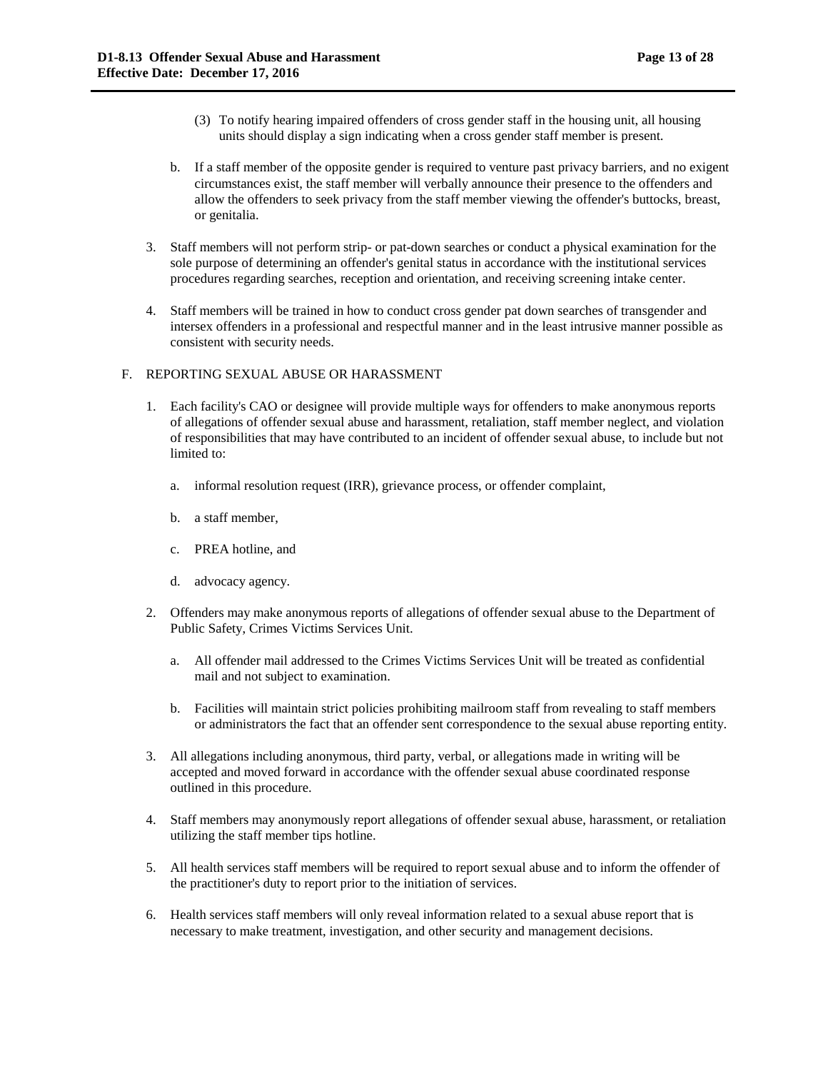(3) To notify hearing impaired offenders of cross gender staff in the housing unit, all housing units should display a sign indicating when a cross gender staff member is present.

b. If a staff member of the opposite gender is required to venture past privacy barriers, and no exigent circumstances exist, the staff member will verbally announce their presence to the offenders and allow the offenders to seek privacy from the staff member viewing the offender's buttocks, breast, or genitalia.

3. Staff members will not perform strip- or pat-down searches or conduct a physical examination for the sole purpose of determining an offender's genital status in accordance with the institutional services procedures regarding searches, reception and orientation, and receiving screening intake center.

4. Staff members will be trained in how to conduct cross gender pat down searches of transgender and intersex offenders in a professional and respectful manner and in the least intrusive manner possible as consistent with security needs.

F. REPORTING SEXUAL ABUSE OR HARASSMENT

1. Each facility's CAO or designee will provide multiple ways for offenders to make anonymous reports of allegations of offender sexual abuse and harassment, retaliation, staff member neglect, and violation of responsibilities that may have contributed to an incident of offender sexual abuse, to include but not limited to:

   a. informal resolution request (IRR), grievance process, or offender complaint,

   b. a staff member,

   c. PREA hotline, and

   d. advocacy agency.

2. Offenders may make anonymous reports of allegations of offender sexual abuse to the Department of Public Safety, Crimes Victims Services Unit.

   a. All offender mail addressed to the Crimes Victims Services Unit will be treated as confidential mail and not subject to examination.

   b. Facilities will maintain strict policies prohibiting mailroom staff from revealing to staff members or administrators the fact that an offender sent correspondence to the sexual abuse reporting entity.

3. All allegations including anonymous, third party, verbal, or allegations made in writing will be accepted and moved forward in accordance with the offender sexual abuse coordinated response outlined in this procedure.

4. Staff members may anonymously report allegations of offender sexual abuse, harassment, or retaliation utilizing the staff member tips hotline.

5. All health services staff members will be required to report sexual abuse and to inform the offender of the practitioner's duty to report prior to the initiation of services.

6. Health services staff members will only reveal information related to a sexual abuse report that is necessary to make treatment, investigation, and other security and management decisions.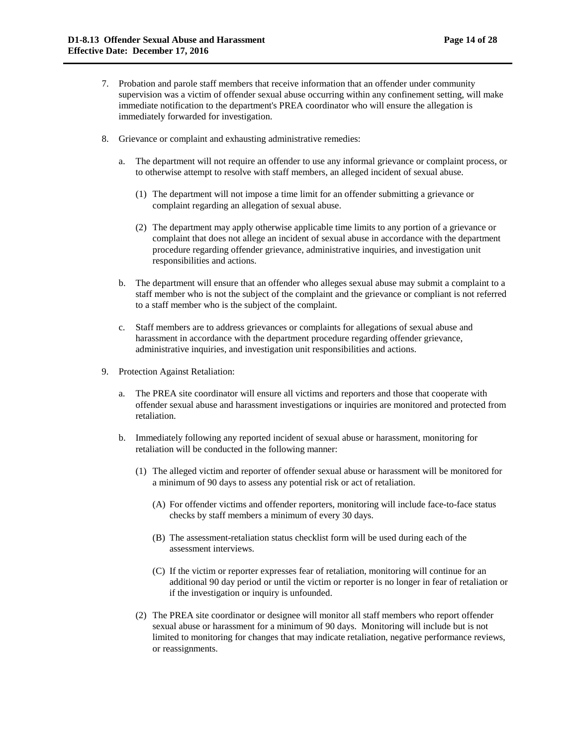7. Probation and parole staff members that receive information that an offender under community supervision was a victim of offender sexual abuse occurring within any confinement setting, will make immediate notification to the department's PREA coordinator who will ensure the allegation is immediately forwarded for investigation.

8. Grievance or complaint and exhausting administrative remedies:

   a. The department will not require an offender to use any informal grievance or complaint process, or to otherwise attempt to resolve with staff members, an alleged incident of sexual abuse.

      (1) The department will not impose a time limit for an offender submitting a grievance or complaint regarding an allegation of sexual abuse.

      (2) The department may apply otherwise applicable time limits to any portion of a grievance or complaint that does not allege an incident of sexual abuse in accordance with the department procedure regarding offender grievance, administrative inquiries, and investigation unit responsibilities and actions.

   b. The department will ensure that an offender who alleges sexual abuse may submit a complaint to a staff member who is not the subject of the complaint and the grievance or compliant is not referred to a staff member who is the subject of the complaint.

   c. Staff members are to address grievances or complaints for allegations of sexual abuse and harassment in accordance with the department procedure regarding offender grievance, administrative inquiries, and investigation unit responsibilities and actions.

9. Protection Against Retaliation:

   a. The PREA site coordinator will ensure all victims and reporters and those that cooperate with offender sexual abuse and harassment investigations or inquiries are monitored and protected from retaliation.

   b. Immediately following any reported incident of sexual abuse or harassment, monitoring for retaliation will be conducted in the following manner:

      (1) The alleged victim and reporter of offender sexual abuse or harassment will be monitored for a minimum of 90 days to assess any potential risk or act of retaliation.

         (A) For offender victims and offender reporters, monitoring will include face-to-face status checks by staff members a minimum of every 30 days.

         (B) The assessment-retaliation status checklist form will be used during each of the assessment interviews.

         (C) If the victim or reporter expresses fear of retaliation, monitoring will continue for an additional 90 day period or until the victim or reporter is no longer in fear of retaliation or if the investigation or inquiry is unfounded.

      (2) The PREA site coordinator or designee will monitor all staff members who report offender sexual abuse or harassment for a minimum of 90 days. Monitoring will include but is not limited to monitoring for changes that may indicate retaliation, negative performance reviews, or reassignments.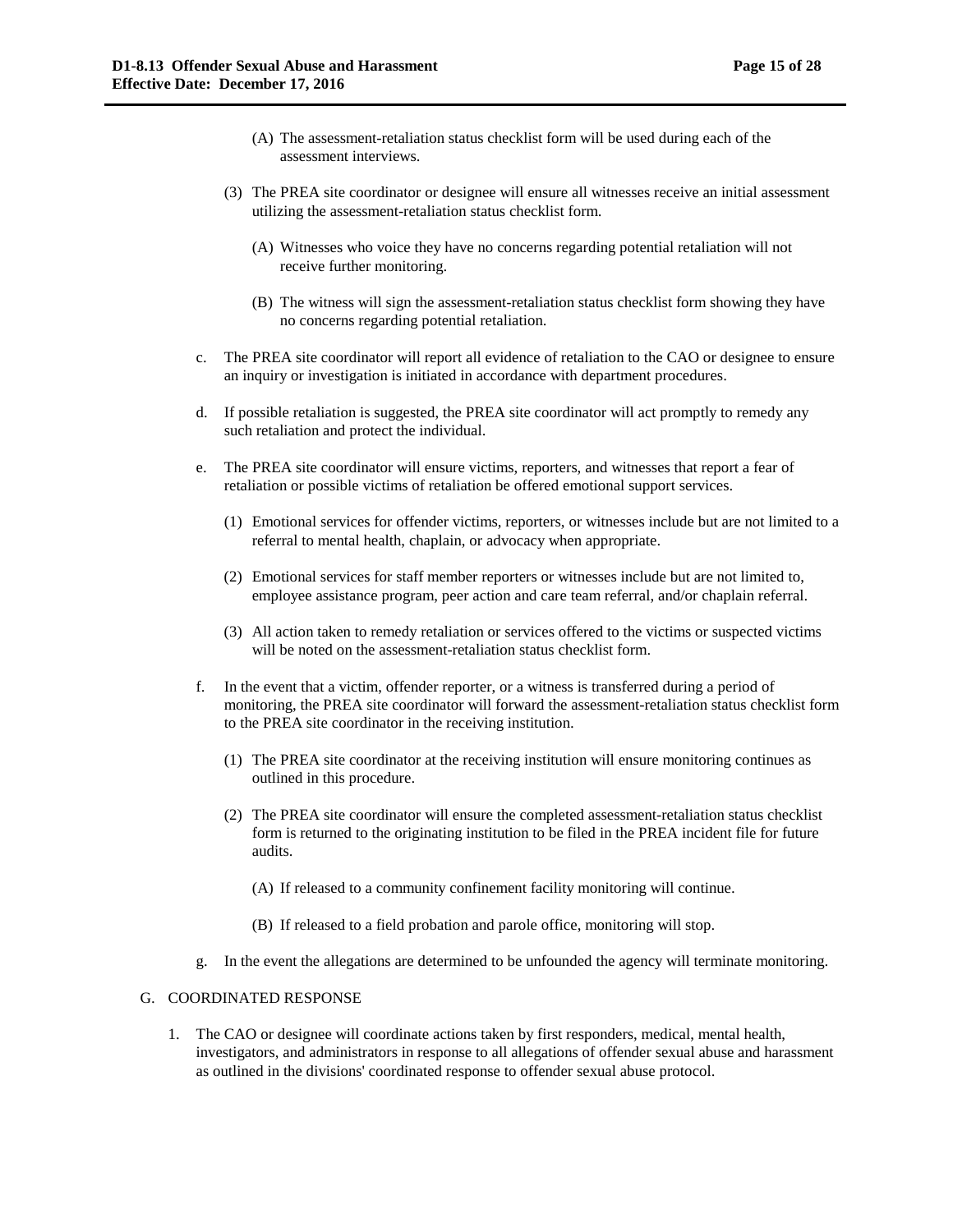(A) The assessment-retaliation status checklist form will be used during each of the assessment interviews.

(3) The PREA site coordinator or designee will ensure all witnesses receive an initial assessment utilizing the assessment-retaliation status checklist form.

(A) Witnesses who voice they have no concerns regarding potential retaliation will not receive further monitoring.

(B) The witness will sign the assessment-retaliation status checklist form showing they have no concerns regarding potential retaliation.

c. The PREA site coordinator will report all evidence of retaliation to the CAO or designee to ensure an inquiry or investigation is initiated in accordance with department procedures.

d. If possible retaliation is suggested, the PREA site coordinator will act promptly to remedy any such retaliation and protect the individual.

e. The PREA site coordinator will ensure victims, reporters, and witnesses that report a fear of retaliation or possible victims of retaliation be offered emotional support services.

(1) Emotional services for offender victims, reporters, or witnesses include but are not limited to a referral to mental health, chaplain, or advocacy when appropriate.

(2) Emotional services for staff member reporters or witnesses include but are not limited to, employee assistance program, peer action and care team referral, and/or chaplain referral.

(3) All action taken to remedy retaliation or services offered to the victims or suspected victims will be noted on the assessment-retaliation status checklist form.

f. In the event that a victim, offender reporter, or a witness is transferred during a period of monitoring, the PREA site coordinator will forward the assessment-retaliation status checklist form to the PREA site coordinator in the receiving institution.

(1) The PREA site coordinator at the receiving institution will ensure monitoring continues as outlined in this procedure.

(2) The PREA site coordinator will ensure the completed assessment-retaliation status checklist form is returned to the originating institution to be filed in the PREA incident file for future audits.

(A) If released to a community confinement facility monitoring will continue.

(B) If released to a field probation and parole office, monitoring will stop.

g. In the event the allegations are determined to be unfounded the agency will terminate monitoring.

G. COORDINATED RESPONSE

1. The CAO or designee will coordinate actions taken by first responders, medical, mental health, investigators, and administrators in response to all allegations of offender sexual abuse and harassment as outlined in the divisions' coordinated response to offender sexual abuse protocol.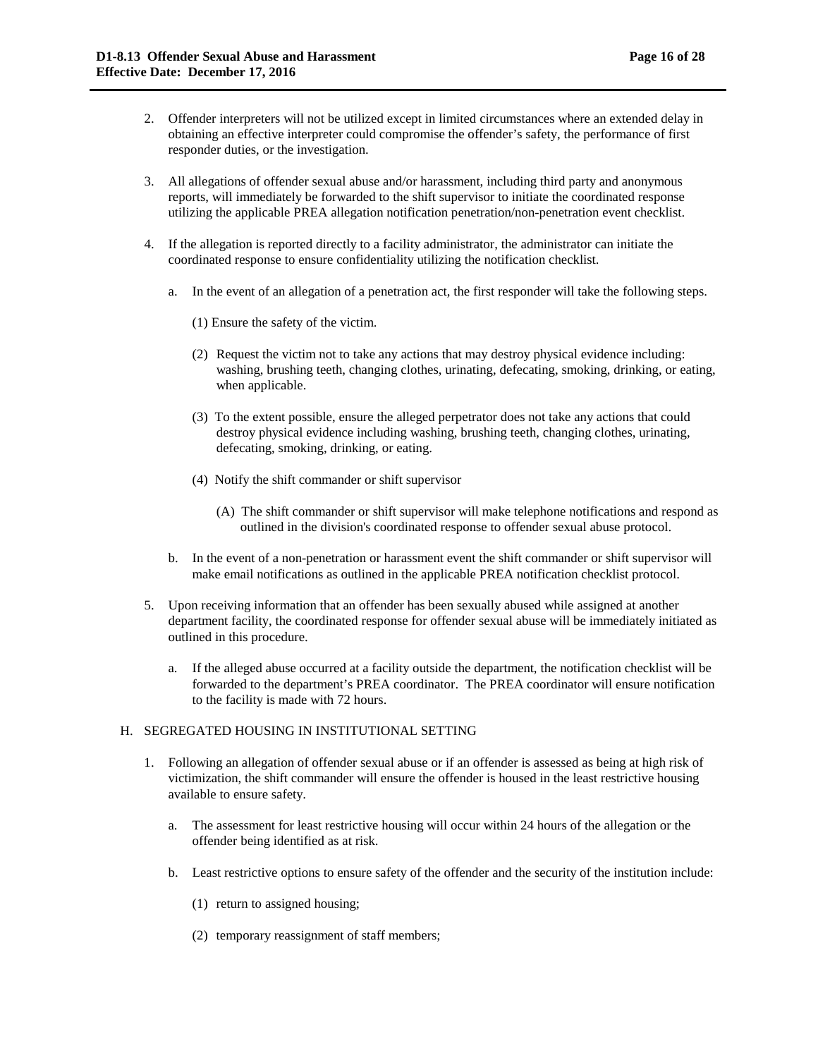2. Offender interpreters will not be utilized except in limited circumstances where an extended delay in obtaining an effective interpreter could compromise the offender's safety, the performance of first responder duties, or the investigation.

3. All allegations of offender sexual abuse and/or harassment, including third party and anonymous reports, will immediately be forwarded to the shift supervisor to initiate the coordinated response utilizing the applicable PREA allegation notification penetration/non-penetration event checklist.

4. If the allegation is reported directly to a facility administrator, the administrator can initiate the coordinated response to ensure confidentiality utilizing the notification checklist.

   a. In the event of an allegation of a penetration act, the first responder will take the following steps.

      (1) Ensure the safety of the victim.

      (2) Request the victim not to take any actions that may destroy physical evidence including: washing, brushing teeth, changing clothes, urinating, defecating, smoking, drinking, or eating, when applicable.

      (3) To the extent possible, ensure the alleged perpetrator does not take any actions that could destroy physical evidence including washing, brushing teeth, changing clothes, urinating, defecating, smoking, drinking, or eating.

      (4) Notify the shift commander or shift supervisor

         (A) The shift commander or shift supervisor will make telephone notifications and respond as outlined in the division's coordinated response to offender sexual abuse protocol.

   b. In the event of a non-penetration or harassment event the shift commander or shift supervisor will make email notifications as outlined in the applicable PREA notification checklist protocol.

5. Upon receiving information that an offender has been sexually abused while assigned at another department facility, the coordinated response for offender sexual abuse will be immediately initiated as outlined in this procedure.

   a. If the alleged abuse occurred at a facility outside the department, the notification checklist will be forwarded to the department's PREA coordinator. The PREA coordinator will ensure notification to the facility is made with 72 hours.

H. SEGREGATED HOUSING IN INSTITUTIONAL SETTING

1. Following an allegation of offender sexual abuse or if an offender is assessed as being at high risk of victimization, the shift commander will ensure the offender is housed in the least restrictive housing available to ensure safety.

   a. The assessment for least restrictive housing will occur within 24 hours of the allegation or the offender being identified as at risk.

   b. Least restrictive options to ensure safety of the offender and the security of the institution include:

      (1) return to assigned housing;

      (2) temporary reassignment of staff members;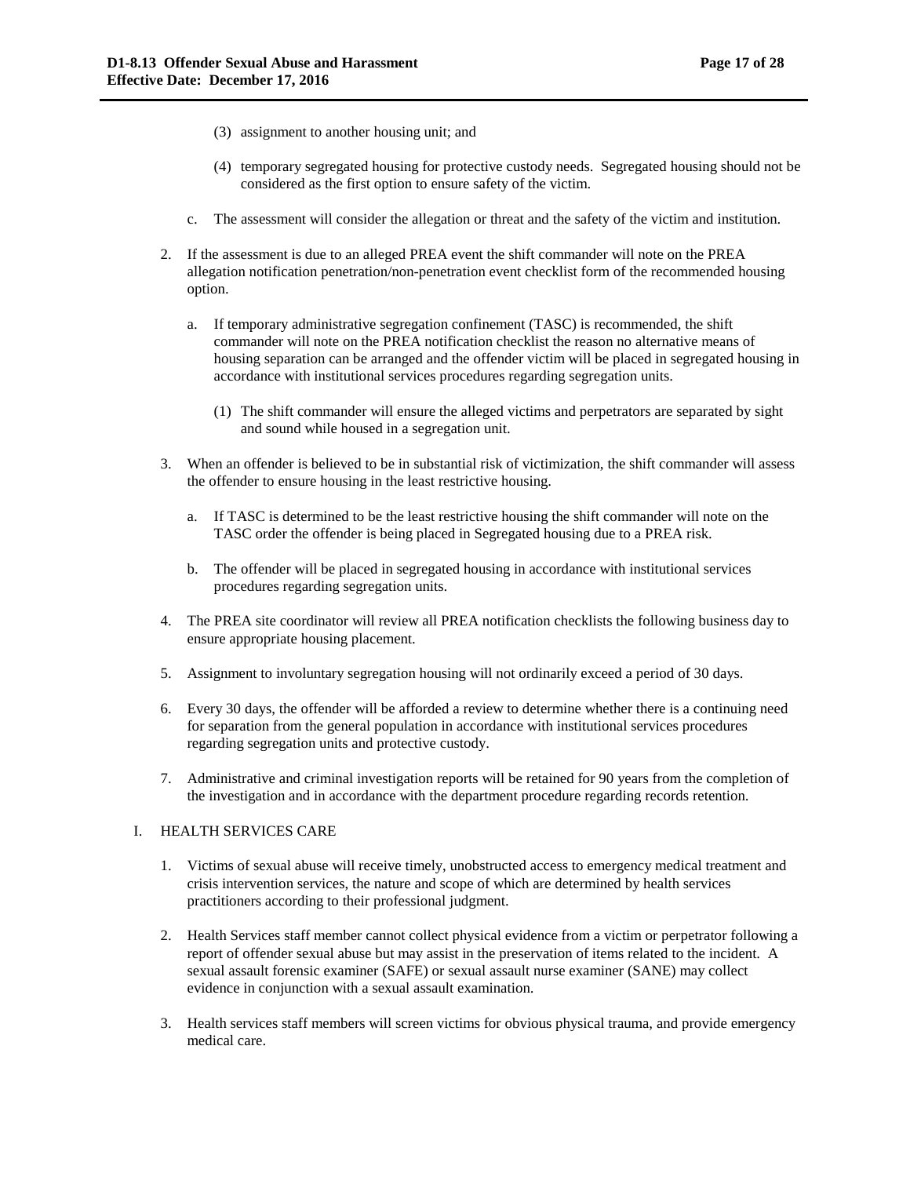(3) assignment to another housing unit; and

(4) temporary segregated housing for protective custody needs. Segregated housing should not be considered as the first option to ensure safety of the victim.

c. The assessment will consider the allegation or threat and the safety of the victim and institution.

2. If the assessment is due to an alleged PREA event the shift commander will note on the PREA allegation notification penetration/non-penetration event checklist form of the recommended housing option.

   a. If temporary administrative segregation confinement (TASC) is recommended, the shift commander will note on the PREA notification checklist the reason no alternative means of housing separation can be arranged and the offender victim will be placed in segregated housing in accordance with institutional services procedures regarding segregation units.

      (1) The shift commander will ensure the alleged victims and perpetrators are separated by sight and sound while housed in a segregation unit.

3. When an offender is believed to be in substantial risk of victimization, the shift commander will assess the offender to ensure housing in the least restrictive housing.

   a. If TASC is determined to be the least restrictive housing the shift commander will note on the TASC order the offender is being placed in Segregated housing due to a PREA risk.

   b. The offender will be placed in segregated housing in accordance with institutional services procedures regarding segregation units.

4. The PREA site coordinator will review all PREA notification checklists the following business day to ensure appropriate housing placement.

5. Assignment to involuntary segregation housing will not ordinarily exceed a period of 30 days.

6. Every 30 days, the offender will be afforded a review to determine whether there is a continuing need for separation from the general population in accordance with institutional services procedures regarding segregation units and protective custody.

7. Administrative and criminal investigation reports will be retained for 90 years from the completion of the investigation and in accordance with the department procedure regarding records retention.

I. HEALTH SERVICES CARE

1. Victims of sexual abuse will receive timely, unobstructed access to emergency medical treatment and crisis intervention services, the nature and scope of which are determined by health services practitioners according to their professional judgment.

2. Health Services staff member cannot collect physical evidence from a victim or perpetrator following a report of offender sexual abuse but may assist in the preservation of items related to the incident. A sexual assault forensic examiner (SAFE) or sexual assault nurse examiner (SANE) may collect evidence in conjunction with a sexual assault examination.

3. Health services staff members will screen victims for obvious physical trauma, and provide emergency medical care.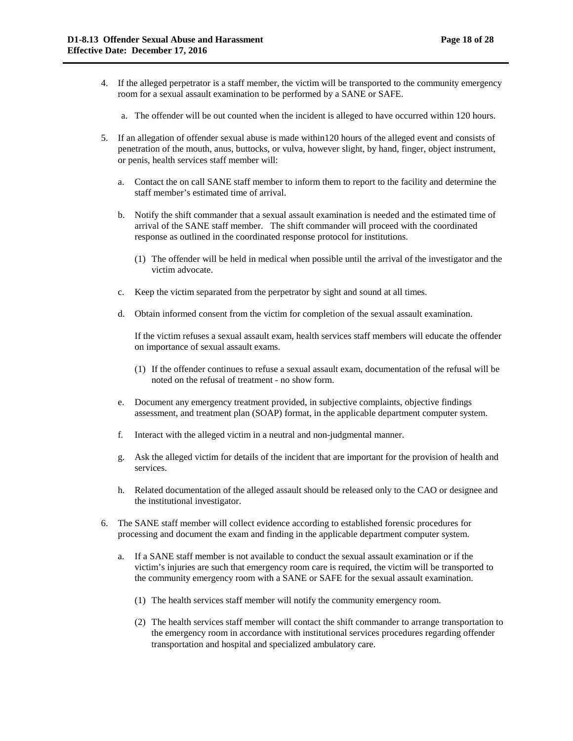4. If the alleged perpetrator is a staff member, the victim will be transported to the community emergency room for a sexual assault examination to be performed by a SANE or SAFE.

   a. The offender will be out counted when the incident is alleged to have occurred within 120 hours.

5. If an allegation of offender sexual abuse is made within120 hours of the alleged event and consists of penetration of the mouth, anus, buttocks, or vulva, however slight, by hand, finger, object instrument, or penis, health services staff member will:

   a. Contact the on call SANE staff member to inform them to report to the facility and determine the staff member's estimated time of arrival.

   b. Notify the shift commander that a sexual assault examination is needed and the estimated time of arrival of the SANE staff member. The shift commander will proceed with the coordinated response as outlined in the coordinated response protocol for institutions.

      (1) The offender will be held in medical when possible until the arrival of the investigator and the victim advocate.

   c. Keep the victim separated from the perpetrator by sight and sound at all times.

   d. Obtain informed consent from the victim for completion of the sexual assault examination.

      If the victim refuses a sexual assault exam, health services staff members will educate the offender on importance of sexual assault exams.

      (1) If the offender continues to refuse a sexual assault exam, documentation of the refusal will be noted on the refusal of treatment - no show form.

   e. Document any emergency treatment provided, in subjective complaints, objective findings assessment, and treatment plan (SOAP) format, in the applicable department computer system.

   f. Interact with the alleged victim in a neutral and non-judgmental manner.

   g. Ask the alleged victim for details of the incident that are important for the provision of health and services.

   h. Related documentation of the alleged assault should be released only to the CAO or designee and the institutional investigator.

6. The SANE staff member will collect evidence according to established forensic procedures for processing and document the exam and finding in the applicable department computer system.

   a. If a SANE staff member is not available to conduct the sexual assault examination or if the victim's injuries are such that emergency room care is required, the victim will be transported to the community emergency room with a SANE or SAFE for the sexual assault examination.

      (1) The health services staff member will notify the community emergency room.

      (2) The health services staff member will contact the shift commander to arrange transportation to the emergency room in accordance with institutional services procedures regarding offender transportation and hospital and specialized ambulatory care.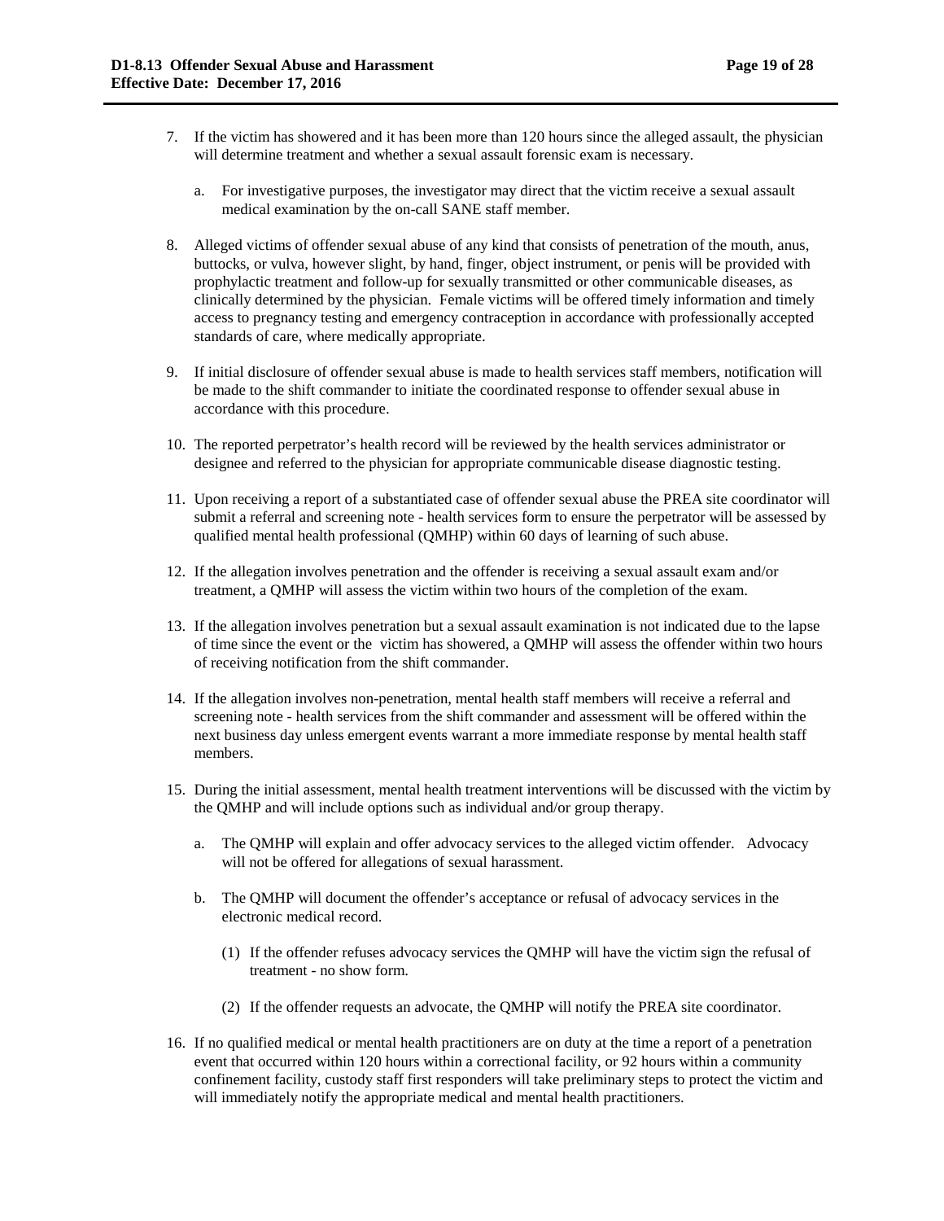7. If the victim has showered and it has been more than 120 hours since the alleged assault, the physician will determine treatment and whether a sexual assault forensic exam is necessary.

   a. For investigative purposes, the investigator may direct that the victim receive a sexual assault medical examination by the on-call SANE staff member.

8. Alleged victims of offender sexual abuse of any kind that consists of penetration of the mouth, anus, buttocks, or vulva, however slight, by hand, finger, object instrument, or penis will be provided with prophylactic treatment and follow-up for sexually transmitted or other communicable diseases, as clinically determined by the physician. Female victims will be offered timely information and timely access to pregnancy testing and emergency contraception in accordance with professionally accepted standards of care, where medically appropriate.

9. If initial disclosure of offender sexual abuse is made to health services staff members, notification will be made to the shift commander to initiate the coordinated response to offender sexual abuse in accordance with this procedure.

10. The reported perpetrator's health record will be reviewed by the health services administrator or designee and referred to the physician for appropriate communicable disease diagnostic testing.

11. Upon receiving a report of a substantiated case of offender sexual abuse the PREA site coordinator will submit a referral and screening note - health services form to ensure the perpetrator will be assessed by qualified mental health professional (QMHP) within 60 days of learning of such abuse.

12. If the allegation involves penetration and the offender is receiving a sexual assault exam and/or treatment, a QMHP will assess the victim within two hours of the completion of the exam.

13. If the allegation involves penetration but a sexual assault examination is not indicated due to the lapse of time since the event or the victim has showered, a QMHP will assess the offender within two hours of receiving notification from the shift commander.

14. If the allegation involves non-penetration, mental health staff members will receive a referral and screening note - health services from the shift commander and assessment will be offered within the next business day unless emergent events warrant a more immediate response by mental health staff members.

15. During the initial assessment, mental health treatment interventions will be discussed with the victim by the QMHP and will include options such as individual and/or group therapy.

   a. The QMHP will explain and offer advocacy services to the alleged victim offender. Advocacy will not be offered for allegations of sexual harassment.

   b. The QMHP will document the offender's acceptance or refusal of advocacy services in the electronic medical record.

      (1) If the offender refuses advocacy services the QMHP will have the victim sign the refusal of treatment - no show form.

      (2) If the offender requests an advocate, the QMHP will notify the PREA site coordinator.

16. If no qualified medical or mental health practitioners are on duty at the time a report of a penetration event that occurred within 120 hours within a correctional facility, or 92 hours within a community confinement facility, custody staff first responders will take preliminary steps to protect the victim and will immediately notify the appropriate medical and mental health practitioners.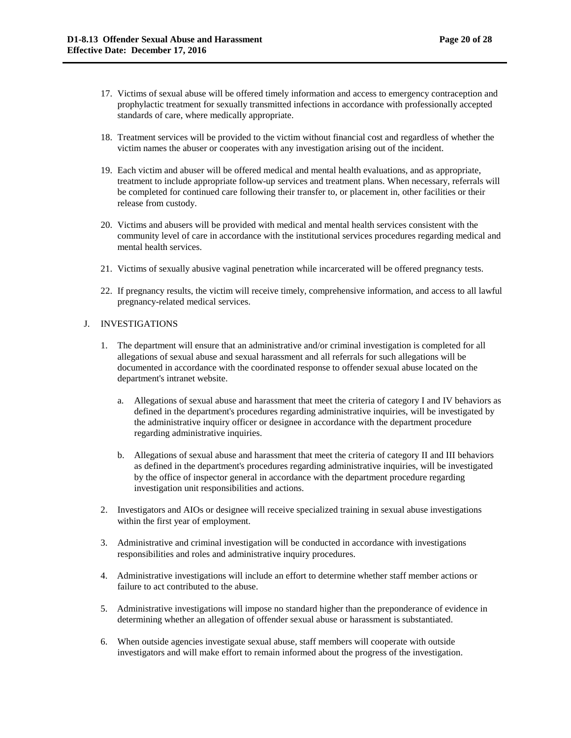17. Victims of sexual abuse will be offered timely information and access to emergency contraception and prophylactic treatment for sexually transmitted infections in accordance with professionally accepted standards of care, where medically appropriate.

18. Treatment services will be provided to the victim without financial cost and regardless of whether the victim names the abuser or cooperates with any investigation arising out of the incident.

19. Each victim and abuser will be offered medical and mental health evaluations, and as appropriate, treatment to include appropriate follow-up services and treatment plans. When necessary, referrals will be completed for continued care following their transfer to, or placement in, other facilities or their release from custody.

20. Victims and abusers will be provided with medical and mental health services consistent with the community level of care in accordance with the institutional services procedures regarding medical and mental health services.

21. Victims of sexually abusive vaginal penetration while incarcerated will be offered pregnancy tests.

22. If pregnancy results, the victim will receive timely, comprehensive information, and access to all lawful pregnancy-related medical services.

J. INVESTIGATIONS

1. The department will ensure that an administrative and/or criminal investigation is completed for all allegations of sexual abuse and sexual harassment and all referrals for such allegations will be documented in accordance with the coordinated response to offender sexual abuse located on the department's intranet website.

   a. Allegations of sexual abuse and harassment that meet the criteria of category I and IV behaviors as defined in the department's procedures regarding administrative inquiries, will be investigated by the administrative inquiry officer or designee in accordance with the department procedure regarding administrative inquiries.

   b. Allegations of sexual abuse and harassment that meet the criteria of category II and III behaviors as defined in the department's procedures regarding administrative inquiries, will be investigated by the office of inspector general in accordance with the department procedure regarding investigation unit responsibilities and actions.

2. Investigators and AIOs or designee will receive specialized training in sexual abuse investigations within the first year of employment.

3. Administrative and criminal investigation will be conducted in accordance with investigations responsibilities and roles and administrative inquiry procedures.

4. Administrative investigations will include an effort to determine whether staff member actions or failure to act contributed to the abuse.

5. Administrative investigations will impose no standard higher than the preponderance of evidence in determining whether an allegation of offender sexual abuse or harassment is substantiated.

6. When outside agencies investigate sexual abuse, staff members will cooperate with outside investigators and will make effort to remain informed about the progress of the investigation.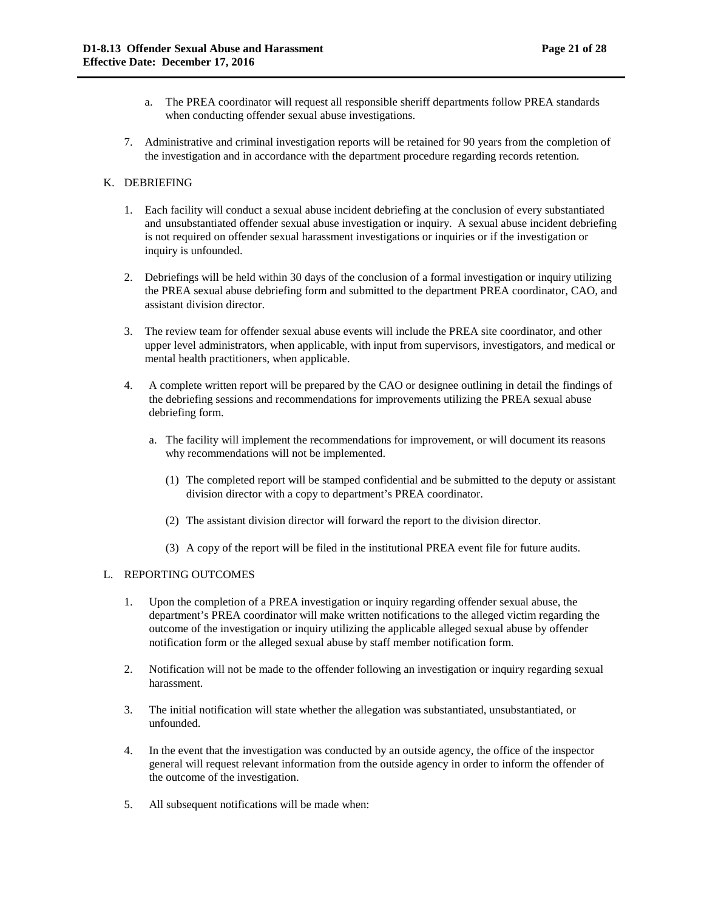a. The PREA coordinator will request all responsible sheriff departments follow PREA standards when conducting offender sexual abuse investigations.

7. Administrative and criminal investigation reports will be retained for 90 years from the completion of the investigation and in accordance with the department procedure regarding records retention.

K. DEBRIEFING

1. Each facility will conduct a sexual abuse incident debriefing at the conclusion of every substantiated and unsubstantiated offender sexual abuse investigation or inquiry. A sexual abuse incident debriefing is not required on offender sexual harassment investigations or inquiries or if the investigation or inquiry is unfounded.

2. Debriefings will be held within 30 days of the conclusion of a formal investigation or inquiry utilizing the PREA sexual abuse debriefing form and submitted to the department PREA coordinator, CAO, and assistant division director.

3. The review team for offender sexual abuse events will include the PREA site coordinator, and other upper level administrators, when applicable, with input from supervisors, investigators, and medical or mental health practitioners, when applicable.

4. A complete written report will be prepared by the CAO or designee outlining in detail the findings of the debriefing sessions and recommendations for improvements utilizing the PREA sexual abuse debriefing form.

   a. The facility will implement the recommendations for improvement, or will document its reasons why recommendations will not be implemented.

      (1) The completed report will be stamped confidential and be submitted to the deputy or assistant division director with a copy to department's PREA coordinator.

      (2) The assistant division director will forward the report to the division director.

      (3) A copy of the report will be filed in the institutional PREA event file for future audits.

L. REPORTING OUTCOMES

1. Upon the completion of a PREA investigation or inquiry regarding offender sexual abuse, the department's PREA coordinator will make written notifications to the alleged victim regarding the outcome of the investigation or inquiry utilizing the applicable alleged sexual abuse by offender notification form or the alleged sexual abuse by staff member notification form.

2. Notification will not be made to the offender following an investigation or inquiry regarding sexual harassment.

3. The initial notification will state whether the allegation was substantiated, unsubstantiated, or unfounded.

4. In the event that the investigation was conducted by an outside agency, the office of the inspector general will request relevant information from the outside agency in order to inform the offender of the outcome of the investigation.

5. All subsequent notifications will be made when: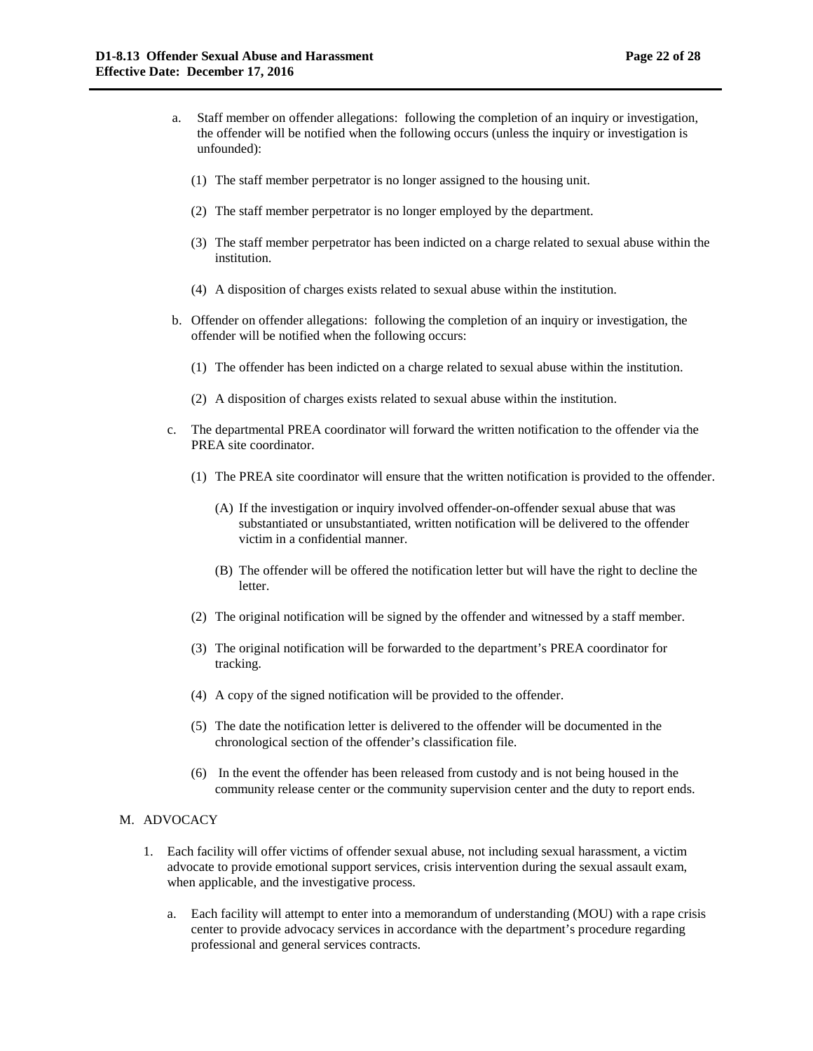a. Staff member on offender allegations: following the completion of an inquiry or investigation, the offender will be notified when the following occurs (unless the inquiry or investigation is unfounded):

   (1) The staff member perpetrator is no longer assigned to the housing unit.

   (2) The staff member perpetrator is no longer employed by the department.

   (3) The staff member perpetrator has been indicted on a charge related to sexual abuse within the institution.

   (4) A disposition of charges exists related to sexual abuse within the institution.

b. Offender on offender allegations: following the completion of an inquiry or investigation, the offender will be notified when the following occurs:

   (1) The offender has been indicted on a charge related to sexual abuse within the institution.

   (2) A disposition of charges exists related to sexual abuse within the institution.

c. The departmental PREA coordinator will forward the written notification to the offender via the PREA site coordinator.

   (1) The PREA site coordinator will ensure that the written notification is provided to the offender.

      (A) If the investigation or inquiry involved offender-on-offender sexual abuse that was substantiated or unsubstantiated, written notification will be delivered to the offender victim in a confidential manner.

      (B) The offender will be offered the notification letter but will have the right to decline the letter.

   (2) The original notification will be signed by the offender and witnessed by a staff member.

   (3) The original notification will be forwarded to the department's PREA coordinator for tracking.

   (4) A copy of the signed notification will be provided to the offender.

   (5) The date the notification letter is delivered to the offender will be documented in the chronological section of the offender's classification file.

   (6) In the event the offender has been released from custody and is not being housed in the community release center or the community supervision center and the duty to report ends.

M. ADVOCACY

1. Each facility will offer victims of offender sexual abuse, not including sexual harassment, a victim advocate to provide emotional support services, crisis intervention during the sexual assault exam, when applicable, and the investigative process.

   a. Each facility will attempt to enter into a memorandum of understanding (MOU) with a rape crisis center to provide advocacy services in accordance with the department's procedure regarding professional and general services contracts.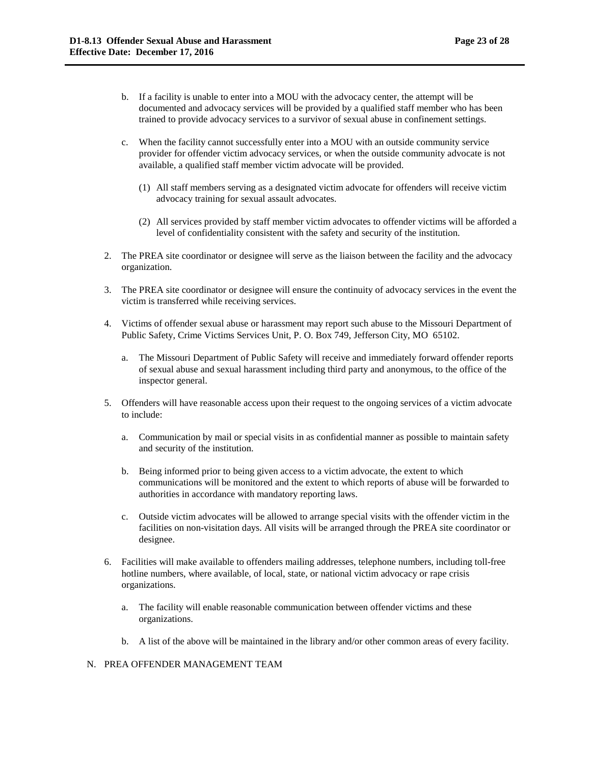b. If a facility is unable to enter into a MOU with the advocacy center, the attempt will be documented and advocacy services will be provided by a qualified staff member who has been trained to provide advocacy services to a survivor of sexual abuse in confinement settings.

c. When the facility cannot successfully enter into a MOU with an outside community service provider for offender victim advocacy services, or when the outside community advocate is not available, a qualified staff member victim advocate will be provided.

   (1) All staff members serving as a designated victim advocate for offenders will receive victim advocacy training for sexual assault advocates.

   (2) All services provided by staff member victim advocates to offender victims will be afforded a level of confidentiality consistent with the safety and security of the institution.

2. The PREA site coordinator or designee will serve as the liaison between the facility and the advocacy organization.

3. The PREA site coordinator or designee will ensure the continuity of advocacy services in the event the victim is transferred while receiving services.

4. Victims of offender sexual abuse or harassment may report such abuse to the Missouri Department of Public Safety, Crime Victims Services Unit, P. O. Box 749, Jefferson City, MO 65102.

   a. The Missouri Department of Public Safety will receive and immediately forward offender reports of sexual abuse and sexual harassment including third party and anonymous, to the office of the inspector general.

5. Offenders will have reasonable access upon their request to the ongoing services of a victim advocate to include:

   a. Communication by mail or special visits in as confidential manner as possible to maintain safety and security of the institution.

   b. Being informed prior to being given access to a victim advocate, the extent to which communications will be monitored and the extent to which reports of abuse will be forwarded to authorities in accordance with mandatory reporting laws.

   c. Outside victim advocates will be allowed to arrange special visits with the offender victim in the facilities on non-visitation days. All visits will be arranged through the PREA site coordinator or designee.

6. Facilities will make available to offenders mailing addresses, telephone numbers, including toll-free hotline numbers, where available, of local, state, or national victim advocacy or rape crisis organizations.

   a. The facility will enable reasonable communication between offender victims and these organizations.

   b. A list of the above will be maintained in the library and/or other common areas of every facility.

N. PREA OFFENDER MANAGEMENT TEAM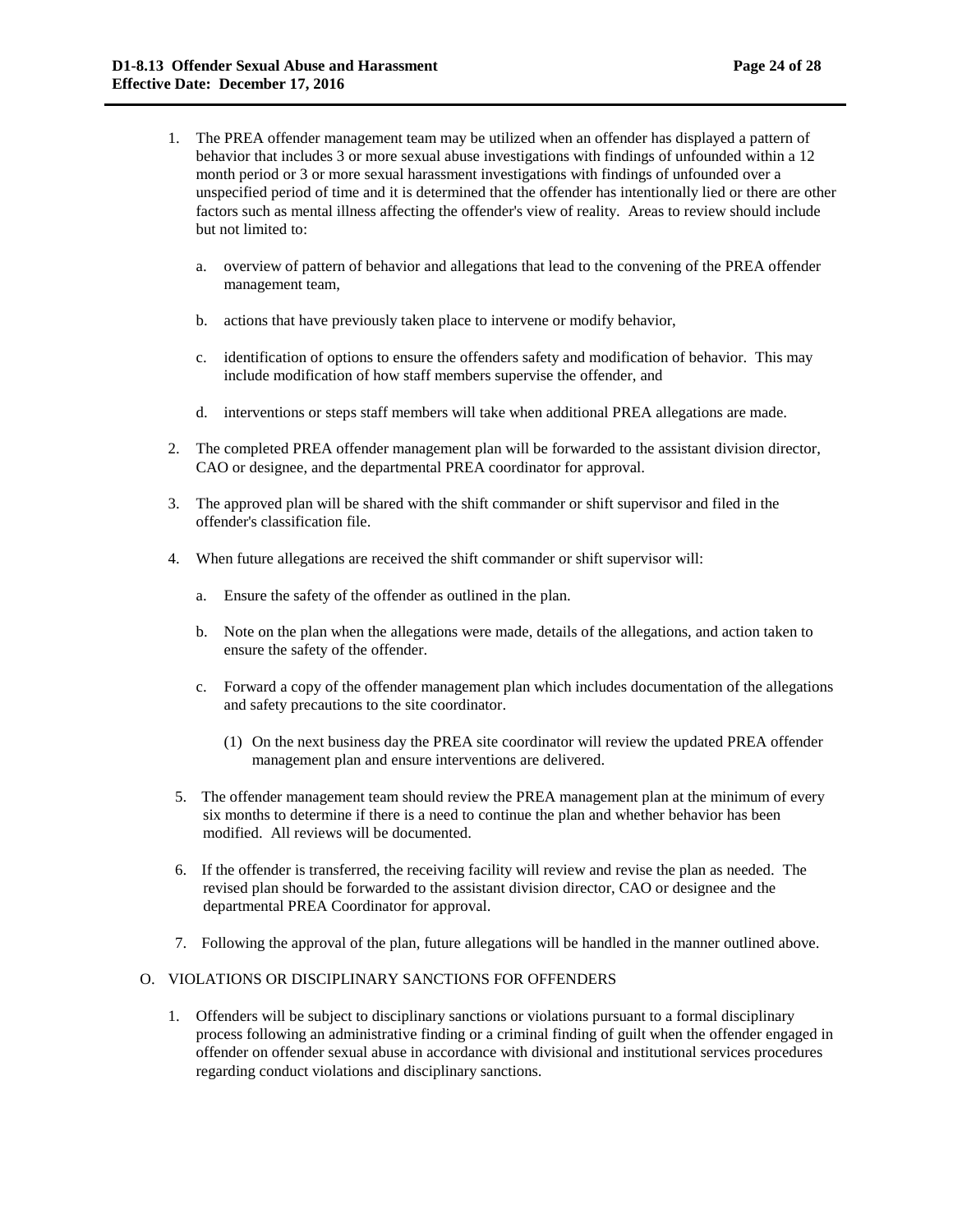1. The PREA offender management team may be utilized when an offender has displayed a pattern of behavior that includes 3 or more sexual abuse investigations with findings of unfounded within a 12 month period or 3 or more sexual harassment investigations with findings of unfounded over a unspecified period of time and it is determined that the offender has intentionally lied or there are other factors such as mental illness affecting the offender's view of reality. Areas to review should include but not limited to:

   a. overview of pattern of behavior and allegations that lead to the convening of the PREA offender management team,

   b. actions that have previously taken place to intervene or modify behavior,

   c. identification of options to ensure the offenders safety and modification of behavior. This may include modification of how staff members supervise the offender, and

   d. interventions or steps staff members will take when additional PREA allegations are made.

2. The completed PREA offender management plan will be forwarded to the assistant division director, CAO or designee, and the departmental PREA coordinator for approval.

3. The approved plan will be shared with the shift commander or shift supervisor and filed in the offender's classification file.

4. When future allegations are received the shift commander or shift supervisor will:

   a. Ensure the safety of the offender as outlined in the plan.

   b. Note on the plan when the allegations were made, details of the allegations, and action taken to ensure the safety of the offender.

   c. Forward a copy of the offender management plan which includes documentation of the allegations and safety precautions to the site coordinator.

      (1) On the next business day the PREA site coordinator will review the updated PREA offender management plan and ensure interventions are delivered.

5. The offender management team should review the PREA management plan at the minimum of every six months to determine if there is a need to continue the plan and whether behavior has been modified. All reviews will be documented.

6. If the offender is transferred, the receiving facility will review and revise the plan as needed. The revised plan should be forwarded to the assistant division director, CAO or designee and the departmental PREA Coordinator for approval.

7. Following the approval of the plan, future allegations will be handled in the manner outlined above.

O. VIOLATIONS OR DISCIPLINARY SANCTIONS FOR OFFENDERS

1. Offenders will be subject to disciplinary sanctions or violations pursuant to a formal disciplinary process following an administrative finding or a criminal finding of guilt when the offender engaged in offender on offender sexual abuse in accordance with divisional and institutional services procedures regarding conduct violations and disciplinary sanctions.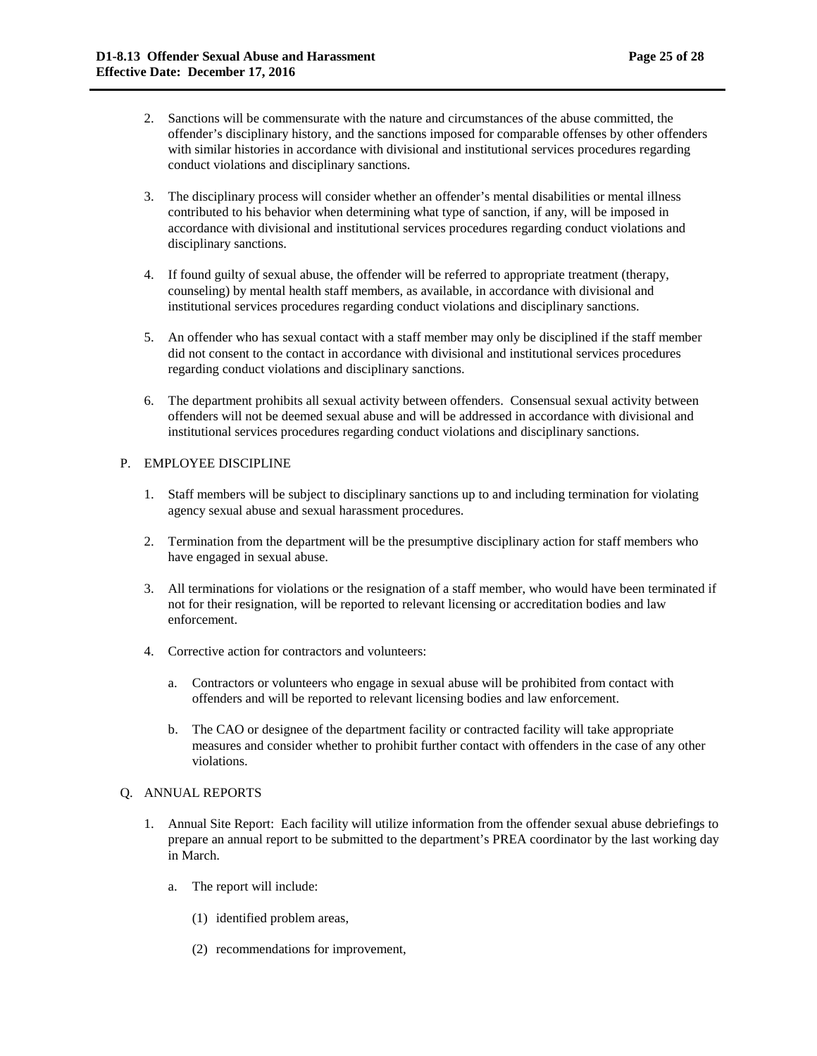2. Sanctions will be commensurate with the nature and circumstances of the abuse committed, the offender's disciplinary history, and the sanctions imposed for comparable offenses by other offenders with similar histories in accordance with divisional and institutional services procedures regarding conduct violations and disciplinary sanctions.

3. The disciplinary process will consider whether an offender's mental disabilities or mental illness contributed to his behavior when determining what type of sanction, if any, will be imposed in accordance with divisional and institutional services procedures regarding conduct violations and disciplinary sanctions.

4. If found guilty of sexual abuse, the offender will be referred to appropriate treatment (therapy, counseling) by mental health staff members, as available, in accordance with divisional and institutional services procedures regarding conduct violations and disciplinary sanctions.

5. An offender who has sexual contact with a staff member may only be disciplined if the staff member did not consent to the contact in accordance with divisional and institutional services procedures regarding conduct violations and disciplinary sanctions.

6. The department prohibits all sexual activity between offenders. Consensual sexual activity between offenders will not be deemed sexual abuse and will be addressed in accordance with divisional and institutional services procedures regarding conduct violations and disciplinary sanctions.

P. EMPLOYEE DISCIPLINE

1. Staff members will be subject to disciplinary sanctions up to and including termination for violating agency sexual abuse and sexual harassment procedures.

2. Termination from the department will be the presumptive disciplinary action for staff members who have engaged in sexual abuse.

3. All terminations for violations or the resignation of a staff member, who would have been terminated if not for their resignation, will be reported to relevant licensing or accreditation bodies and law enforcement.

4. Corrective action for contractors and volunteers:

   a. Contractors or volunteers who engage in sexual abuse will be prohibited from contact with offenders and will be reported to relevant licensing bodies and law enforcement.

   b. The CAO or designee of the department facility or contracted facility will take appropriate measures and consider whether to prohibit further contact with offenders in the case of any other violations.

Q. ANNUAL REPORTS

1. Annual Site Report: Each facility will utilize information from the offender sexual abuse debriefings to prepare an annual report to be submitted to the department's PREA coordinator by the last working day in March.

   a. The report will include:

      (1) identified problem areas,

      (2) recommendations for improvement,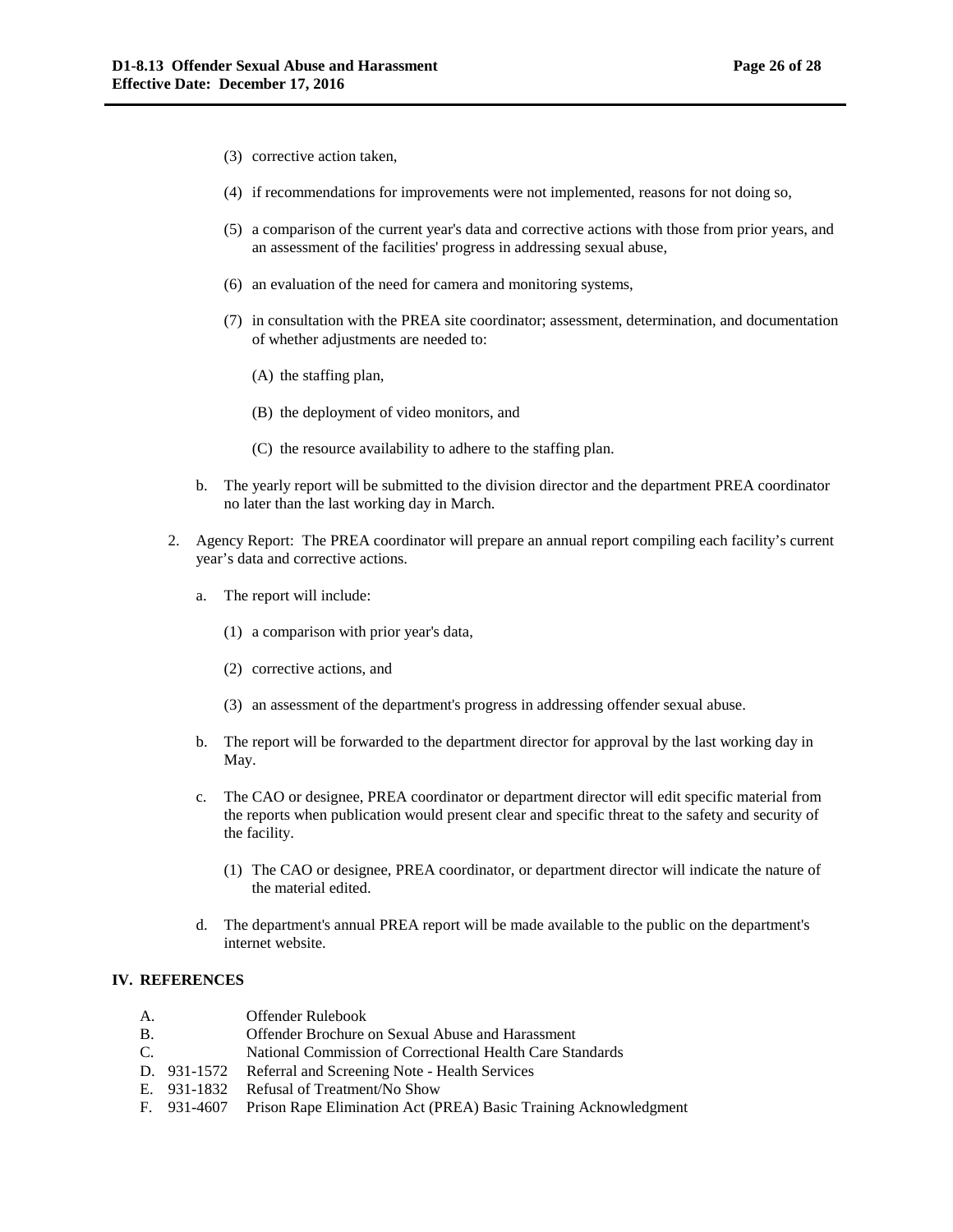(3) corrective action taken,

(4) if recommendations for improvements were not implemented, reasons for not doing so,

(5) a comparison of the current year's data and corrective actions with those from prior years, and an assessment of the facilities' progress in addressing sexual abuse,

(6) an evaluation of the need for camera and monitoring systems,

(7) in consultation with the PREA site coordinator; assessment, determination, and documentation of whether adjustments are needed to:

(A) the staffing plan,

(B) the deployment of video monitors, and

(C) the resource availability to adhere to the staffing plan.

b. The yearly report will be submitted to the division director and the department PREA coordinator no later than the last working day in March.

2. Agency Report: The PREA coordinator will prepare an annual report compiling each facility's current year's data and corrective actions.

a. The report will include:

(1) a comparison with prior year's data,

(2) corrective actions, and

(3) an assessment of the department's progress in addressing offender sexual abuse.

b. The report will be forwarded to the department director for approval by the last working day in May.

c. The CAO or designee, PREA coordinator or department director will edit specific material from the reports when publication would present clear and specific threat to the safety and security of the facility.

(1) The CAO or designee, PREA coordinator, or department director will indicate the nature of the material edited.

d. The department's annual PREA report will be made available to the public on the department's internet website.

## IV. REFERENCES

A. Offender Rulebook

B. Offender Brochure on Sexual Abuse and Harassment

C. National Commission of Correctional Health Care Standards

D. 931-1572 Referral and Screening Note - Health Services

E. 931-1832 Refusal of Treatment/No Show

F. 931-4607 Prison Rape Elimination Act (PREA) Basic Training Acknowledgment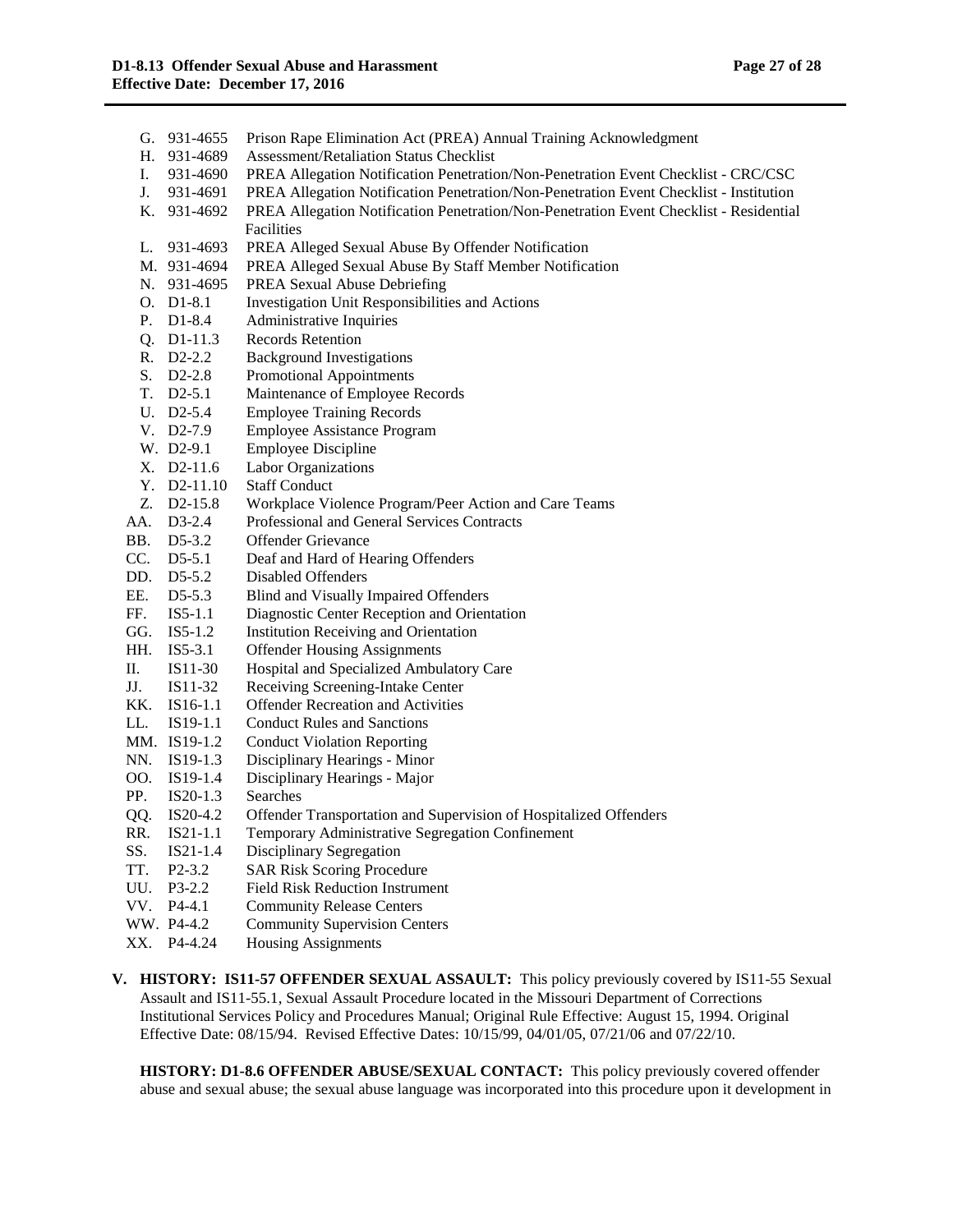G. 931-4655 Prison Rape Elimination Act (PREA) Annual Training Acknowledgment
H. 931-4689 Assessment/Retaliation Status Checklist
I. 931-4690 PREA Allegation Notification Penetration/Non-Penetration Event Checklist - CRC/CSC
J. 931-4691 PREA Allegation Notification Penetration/Non-Penetration Event Checklist - Institution
K. 931-4692 PREA Allegation Notification Penetration/Non-Penetration Event Checklist - Residential Facilities
L. 931-4693 PREA Alleged Sexual Abuse By Offender Notification
M. 931-4694 PREA Alleged Sexual Abuse By Staff Member Notification
N. 931-4695 PREA Sexual Abuse Debriefing
O. D1-8.1 Investigation Unit Responsibilities and Actions
P. D1-8.4 Administrative Inquiries
Q. D1-11.3 Records Retention
R. D2-2.2 Background Investigations
S. D2-2.8 Promotional Appointments
T. D2-5.1 Maintenance of Employee Records
U. D2-5.4 Employee Training Records
V. D2-7.9 Employee Assistance Program
W. D2-9.1 Employee Discipline
X. D2-11.6 Labor Organizations
Y. D2-11.10 Staff Conduct
Z. D2-15.8 Workplace Violence Program/Peer Action and Care Teams
AA. D3-2.4 Professional and General Services Contracts
BB. D5-3.2 Offender Grievance
CC. D5-5.1 Deaf and Hard of Hearing Offenders
DD. D5-5.2 Disabled Offenders
EE. D5-5.3 Blind and Visually Impaired Offenders
FF. IS5-1.1 Diagnostic Center Reception and Orientation
GG. IS5-1.2 Institution Receiving and Orientation
HH. IS5-3.1 Offender Housing Assignments
II. IS11-30 Hospital and Specialized Ambulatory Care
JJ. IS11-32 Receiving Screening-Intake Center
KK. IS16-1.1 Offender Recreation and Activities
LL. IS19-1.1 Conduct Rules and Sanctions
MM. IS19-1.2 Conduct Violation Reporting
NN. IS19-1.3 Disciplinary Hearings - Minor
OO. IS19-1.4 Disciplinary Hearings - Major
PP. IS20-1.3 Searches
QQ. IS20-4.2 Offender Transportation and Supervision of Hospitalized Offenders
RR. IS21-1.1 Temporary Administrative Segregation Confinement
SS. IS21-1.4 Disciplinary Segregation
TT. P2-3.2 SAR Risk Scoring Procedure
UU. P3-2.2 Field Risk Reduction Instrument
VV. P4-4.1 Community Release Centers
WW. P4-4.2 Community Supervision Centers
XX. P4-4.24 Housing Assignments

**V. HISTORY: IS11-57 OFFENDER SEXUAL ASSAULT:** This policy previously covered by IS11-55 Sexual Assault and IS11-55.1, Sexual Assault Procedure located in the Missouri Department of Corrections Institutional Services Policy and Procedures Manual; Original Rule Effective: August 15, 1994. Original Effective Date: 08/15/94. Revised Effective Dates: 10/15/99, 04/01/05, 07/21/06 and 07/22/10.

**HISTORY: D1-8.6 OFFENDER ABUSE/SEXUAL CONTACT:** This policy previously covered offender abuse and sexual abuse; the sexual abuse language was incorporated into this procedure upon it development in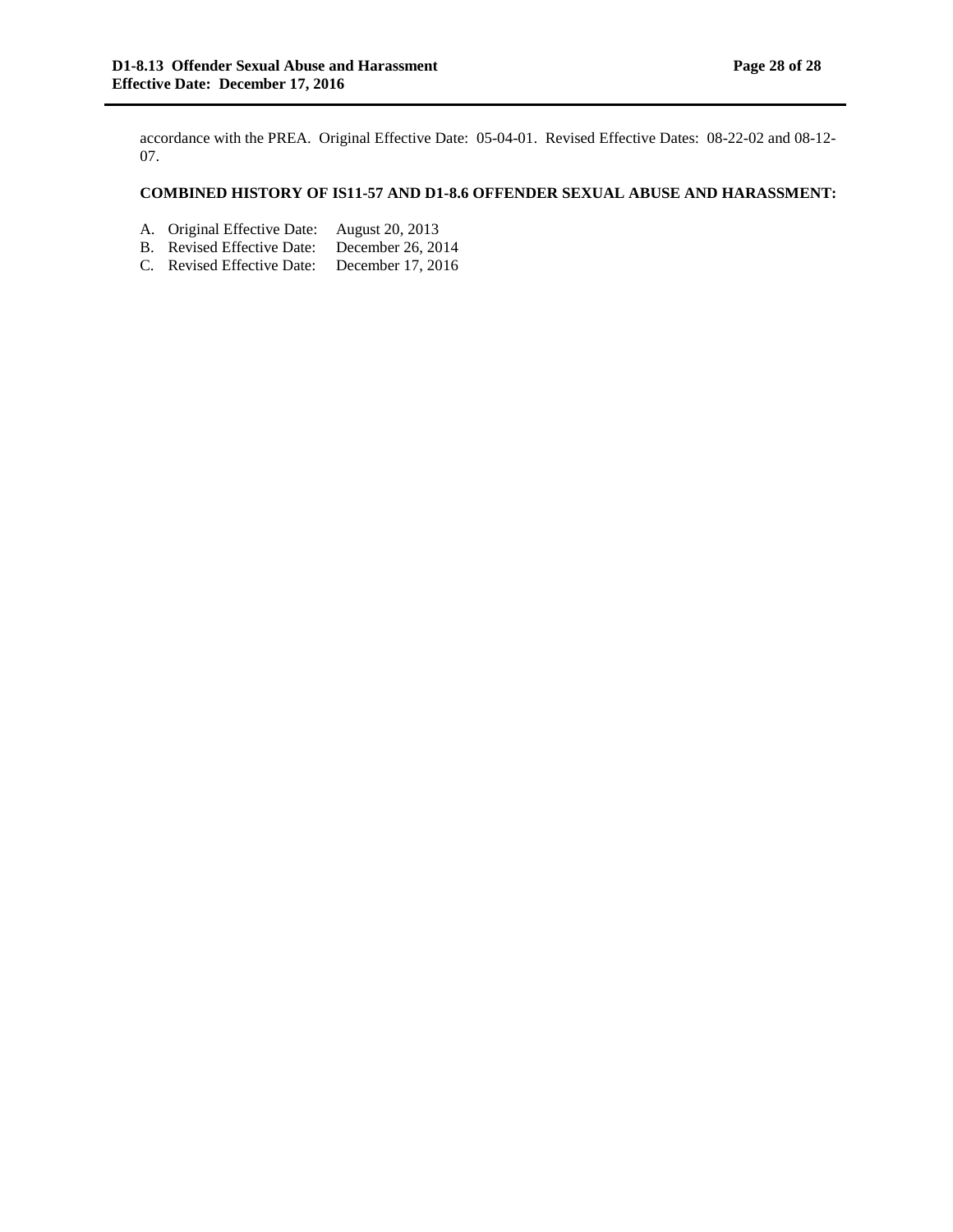accordance with the PREA. Original Effective Date: 05-04-01. Revised Effective Dates: 08-22-02 and 08-12-07.

**COMBINED HISTORY OF IS11-57 AND D1-8.6 OFFENDER SEXUAL ABUSE AND HARASSMENT:**

A. Original Effective Date: August 20, 2013
B. Revised Effective Date: December 26, 2014
C. Revised Effective Date: December 17, 2016